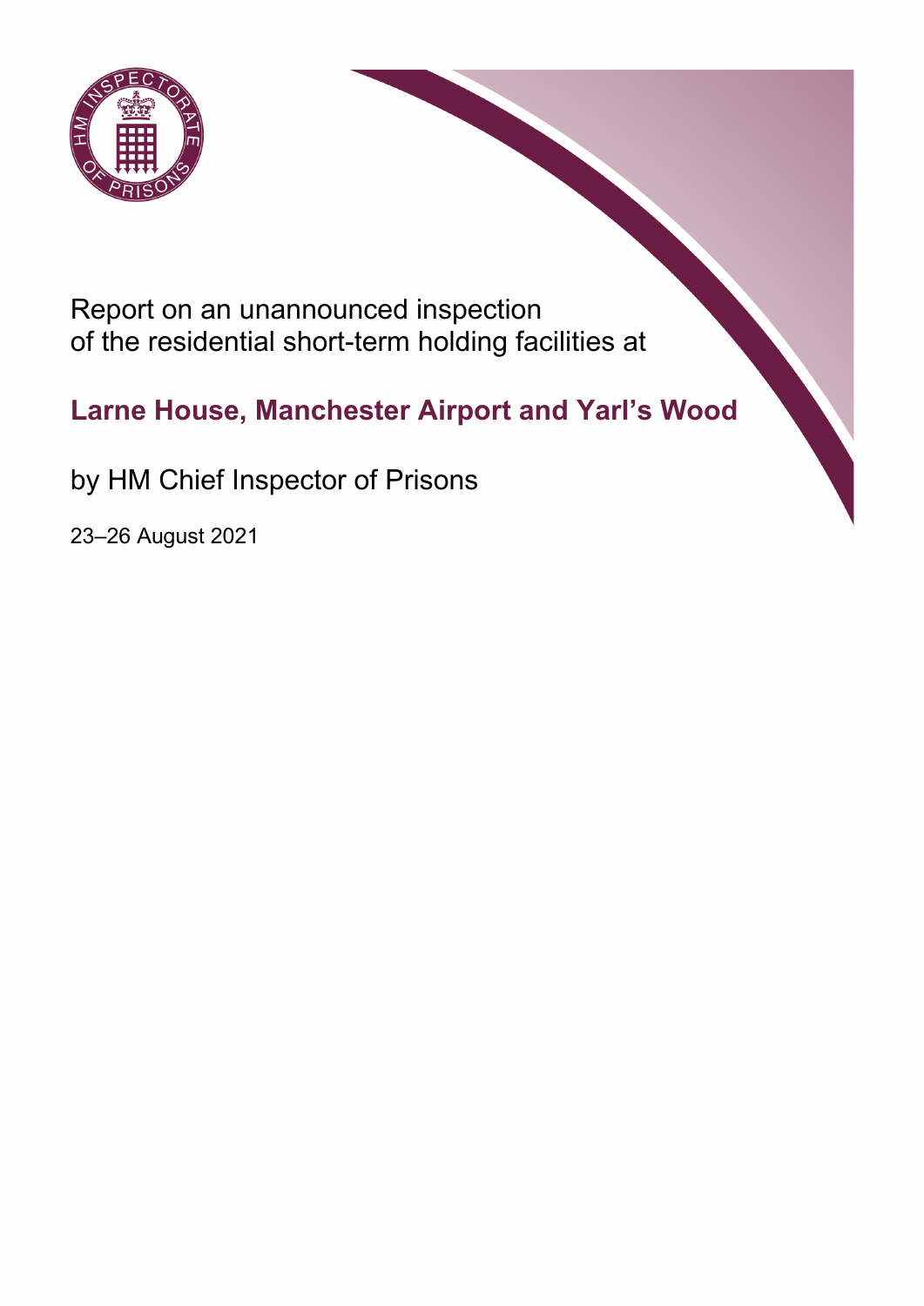Report on an unannounced inspection of the residential short-term holding facilities at

# Larne House, Manchester Airport and Yarl's Wood

by HM Chief Inspector of Prisons

23–26 August 2021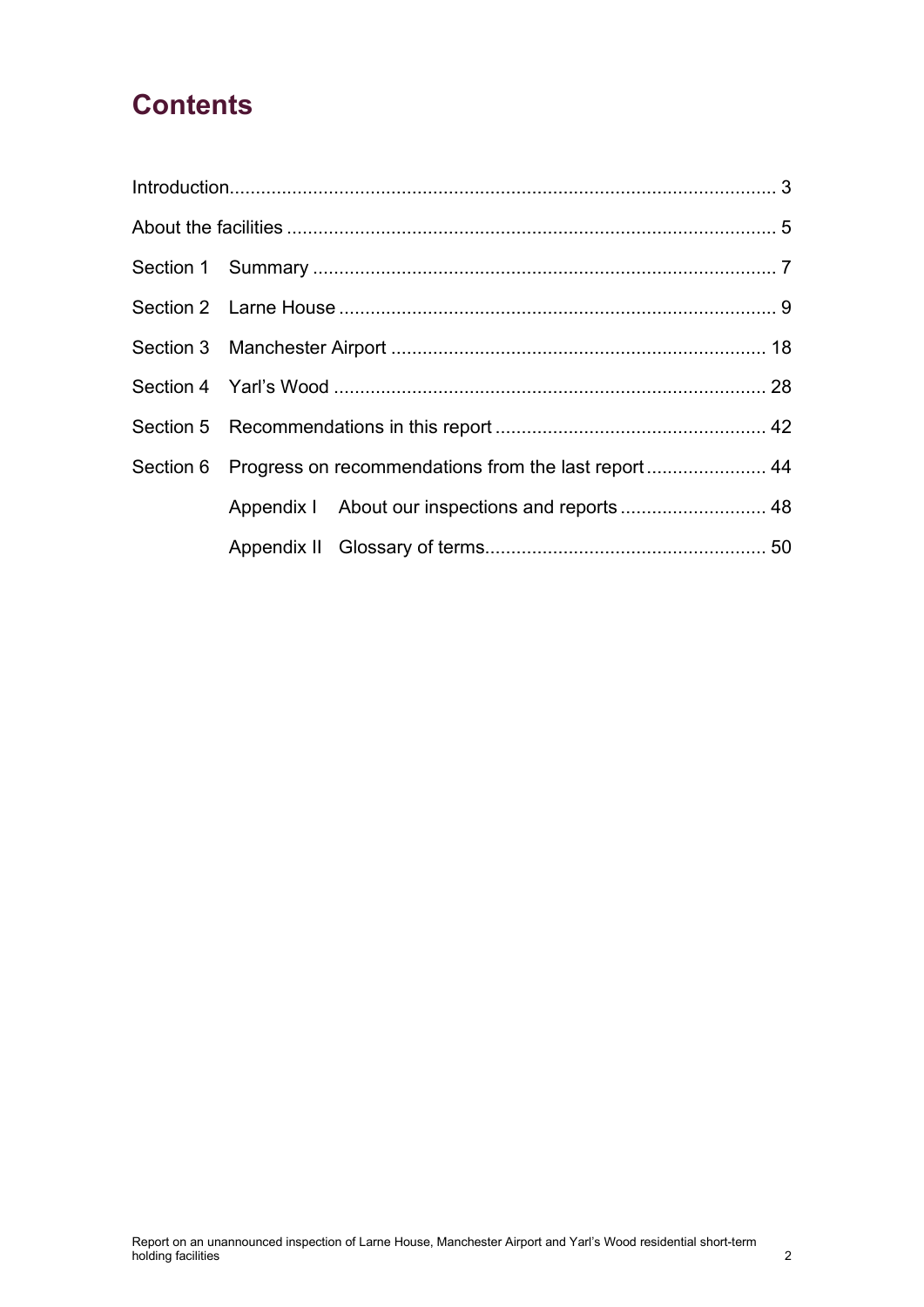# Contents

| | | |
|---|---|---|
| Introduction | | 3 |
| About the facilities | | 5 |
| Section 1 | Summary | 7 |
| Section 2 | Larne House | 9 |
| Section 3 | Manchester Airport | 18 |
| Section 4 | Yarl's Wood | 28 |
| Section 5 | Recommendations in this report | 42 |
| Section 6 | Progress on recommendations from the last report | 44 |
| | Appendix I About our inspections and reports | 48 |
| | Appendix II Glossary of terms | 50 |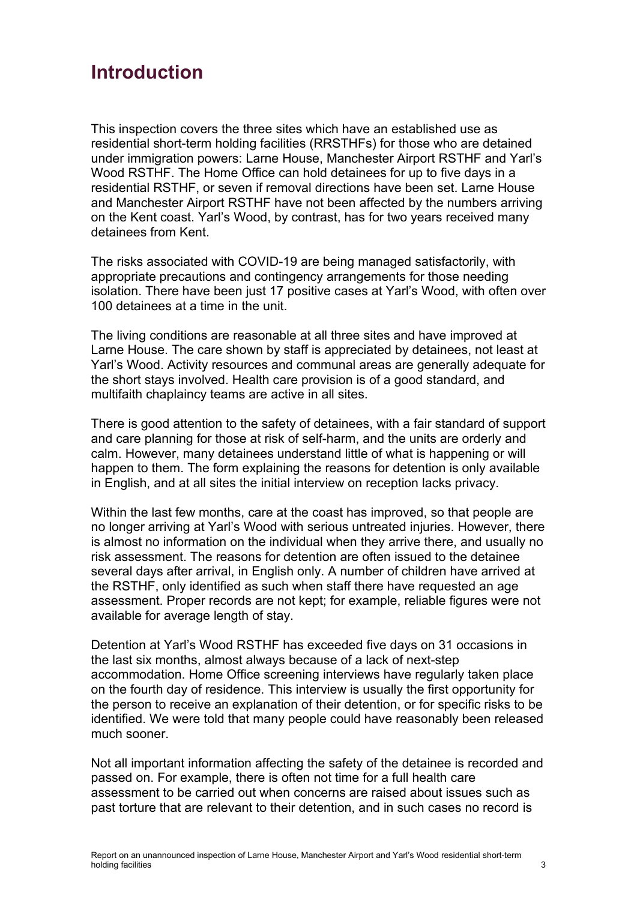# Introduction

This inspection covers the three sites which have an established use as residential short-term holding facilities (RRSTHFs) for those who are detained under immigration powers: Larne House, Manchester Airport RSTHF and Yarl's Wood RSTHF. The Home Office can hold detainees for up to five days in a residential RSTHF, or seven if removal directions have been set. Larne House and Manchester Airport RSTHF have not been affected by the numbers arriving on the Kent coast. Yarl's Wood, by contrast, has for two years received many detainees from Kent.

The risks associated with COVID-19 are being managed satisfactorily, with appropriate precautions and contingency arrangements for those needing isolation. There have been just 17 positive cases at Yarl's Wood, with often over 100 detainees at a time in the unit.

The living conditions are reasonable at all three sites and have improved at Larne House. The care shown by staff is appreciated by detainees, not least at Yarl's Wood. Activity resources and communal areas are generally adequate for the short stays involved. Health care provision is of a good standard, and multifaith chaplaincy teams are active in all sites.

There is good attention to the safety of detainees, with a fair standard of support and care planning for those at risk of self-harm, and the units are orderly and calm. However, many detainees understand little of what is happening or will happen to them. The form explaining the reasons for detention is only available in English, and at all sites the initial interview on reception lacks privacy.

Within the last few months, care at the coast has improved, so that people are no longer arriving at Yarl's Wood with serious untreated injuries. However, there is almost no information on the individual when they arrive there, and usually no risk assessment. The reasons for detention are often issued to the detainee several days after arrival, in English only. A number of children have arrived at the RSTHF, only identified as such when staff there have requested an age assessment. Proper records are not kept; for example, reliable figures were not available for average length of stay.

Detention at Yarl's Wood RSTHF has exceeded five days on 31 occasions in the last six months, almost always because of a lack of next-step accommodation. Home Office screening interviews have regularly taken place on the fourth day of residence. This interview is usually the first opportunity for the person to receive an explanation of their detention, or for specific risks to be identified. We were told that many people could have reasonably been released much sooner.

Not all important information affecting the safety of the detainee is recorded and passed on. For example, there is often not time for a full health care assessment to be carried out when concerns are raised about issues such as past torture that are relevant to their detention, and in such cases no record is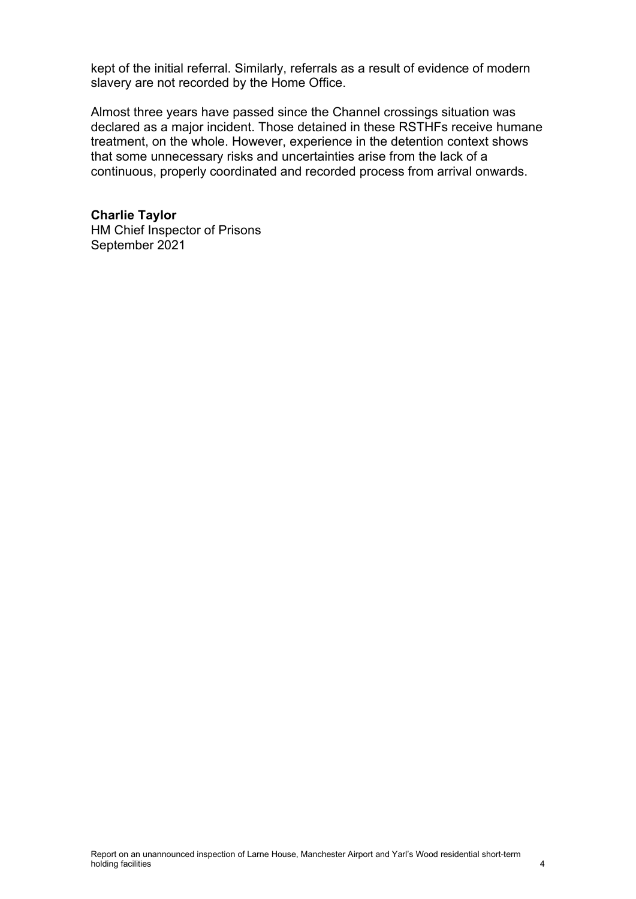kept of the initial referral. Similarly, referrals as a result of evidence of modern slavery are not recorded by the Home Office.

Almost three years have passed since the Channel crossings situation was declared as a major incident. Those detained in these RSTHFs receive humane treatment, on the whole. However, experience in the detention context shows that some unnecessary risks and uncertainties arise from the lack of a continuous, properly coordinated and recorded process from arrival onwards.

**Charlie Taylor**
HM Chief Inspector of Prisons
September 2021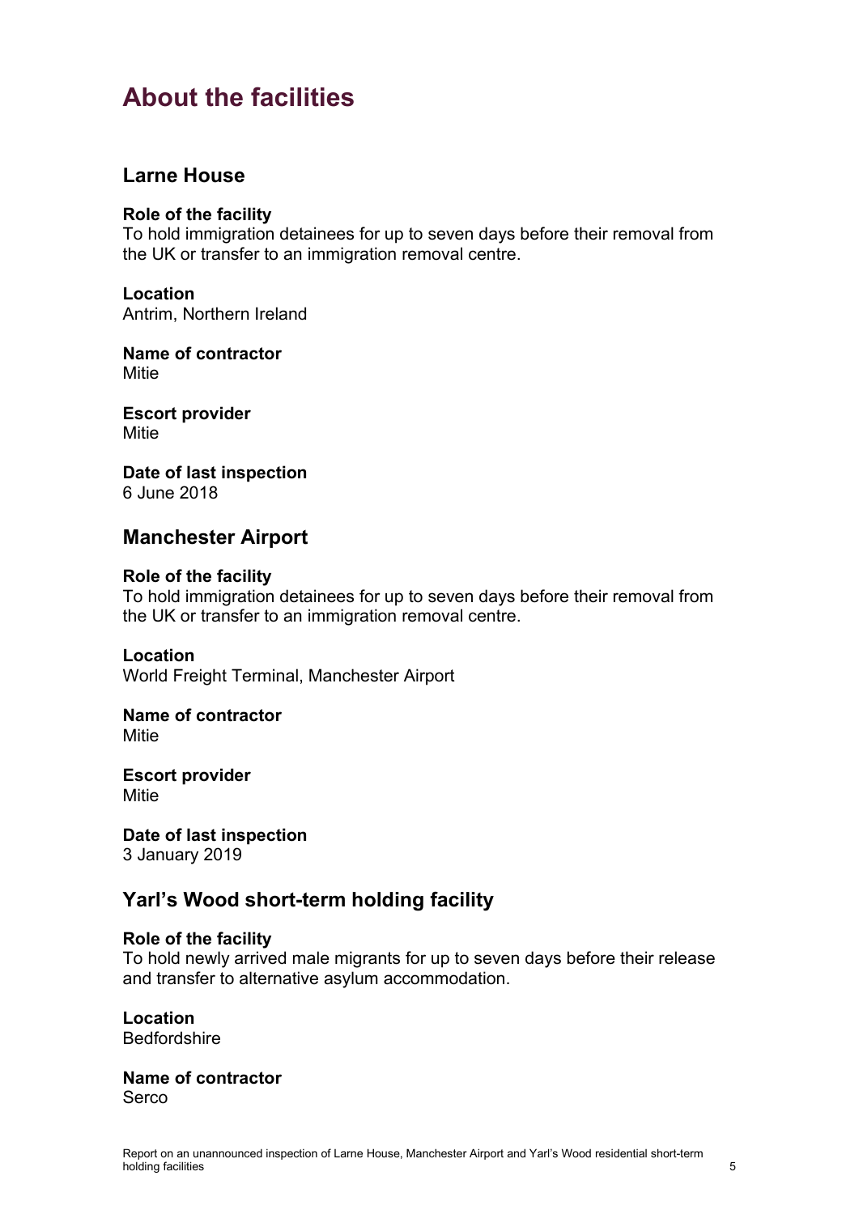# About the facilities

## Larne House

**Role of the facility**
To hold immigration detainees for up to seven days before their removal from the UK or transfer to an immigration removal centre.

**Location**
Antrim, Northern Ireland

**Name of contractor**
Mitie

**Escort provider**
Mitie

**Date of last inspection**
6 June 2018

## Manchester Airport

**Role of the facility**
To hold immigration detainees for up to seven days before their removal from the UK or transfer to an immigration removal centre.

**Location**
World Freight Terminal, Manchester Airport

**Name of contractor**
Mitie

**Escort provider**
Mitie

**Date of last inspection**
3 January 2019

## Yarl's Wood short-term holding facility

**Role of the facility**
To hold newly arrived male migrants for up to seven days before their release and transfer to alternative asylum accommodation.

**Location**
Bedfordshire

**Name of contractor**
Serco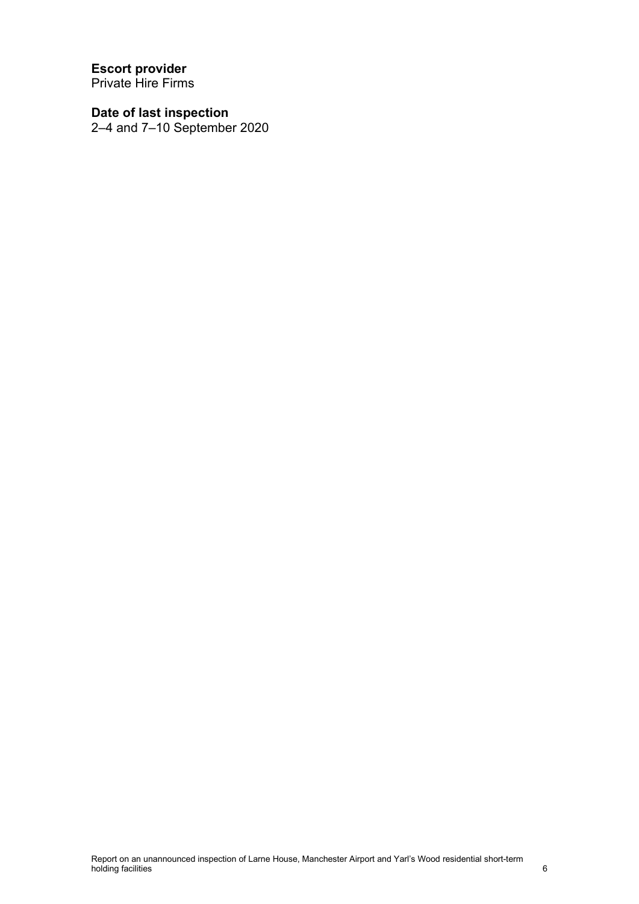**Escort provider**
Private Hire Firms

**Date of last inspection**
2–4 and 7–10 September 2020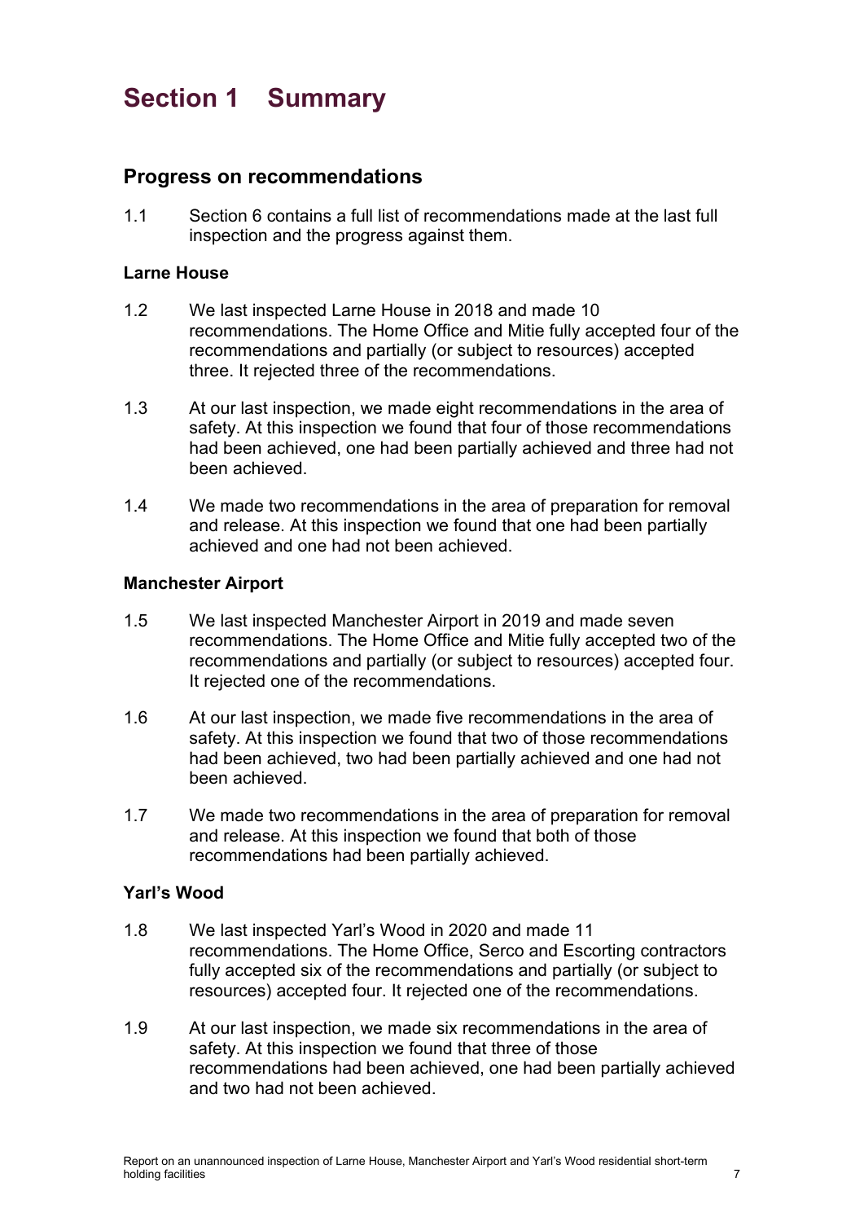# Section 1 Summary

## Progress on recommendations

1.1 Section 6 contains a full list of recommendations made at the last full inspection and the progress against them.

### Larne House

1.2 We last inspected Larne House in 2018 and made 10 recommendations. The Home Office and Mitie fully accepted four of the recommendations and partially (or subject to resources) accepted three. It rejected three of the recommendations.

1.3 At our last inspection, we made eight recommendations in the area of safety. At this inspection we found that four of those recommendations had been achieved, one had been partially achieved and three had not been achieved.

1.4 We made two recommendations in the area of preparation for removal and release. At this inspection we found that one had been partially achieved and one had not been achieved.

### Manchester Airport

1.5 We last inspected Manchester Airport in 2019 and made seven recommendations. The Home Office and Mitie fully accepted two of the recommendations and partially (or subject to resources) accepted four. It rejected one of the recommendations.

1.6 At our last inspection, we made five recommendations in the area of safety. At this inspection we found that two of those recommendations had been achieved, two had been partially achieved and one had not been achieved.

1.7 We made two recommendations in the area of preparation for removal and release. At this inspection we found that both of those recommendations had been partially achieved.

### Yarl's Wood

1.8 We last inspected Yarl's Wood in 2020 and made 11 recommendations. The Home Office, Serco and Escorting contractors fully accepted six of the recommendations and partially (or subject to resources) accepted four. It rejected one of the recommendations.

1.9 At our last inspection, we made six recommendations in the area of safety. At this inspection we found that three of those recommendations had been achieved, one had been partially achieved and two had not been achieved.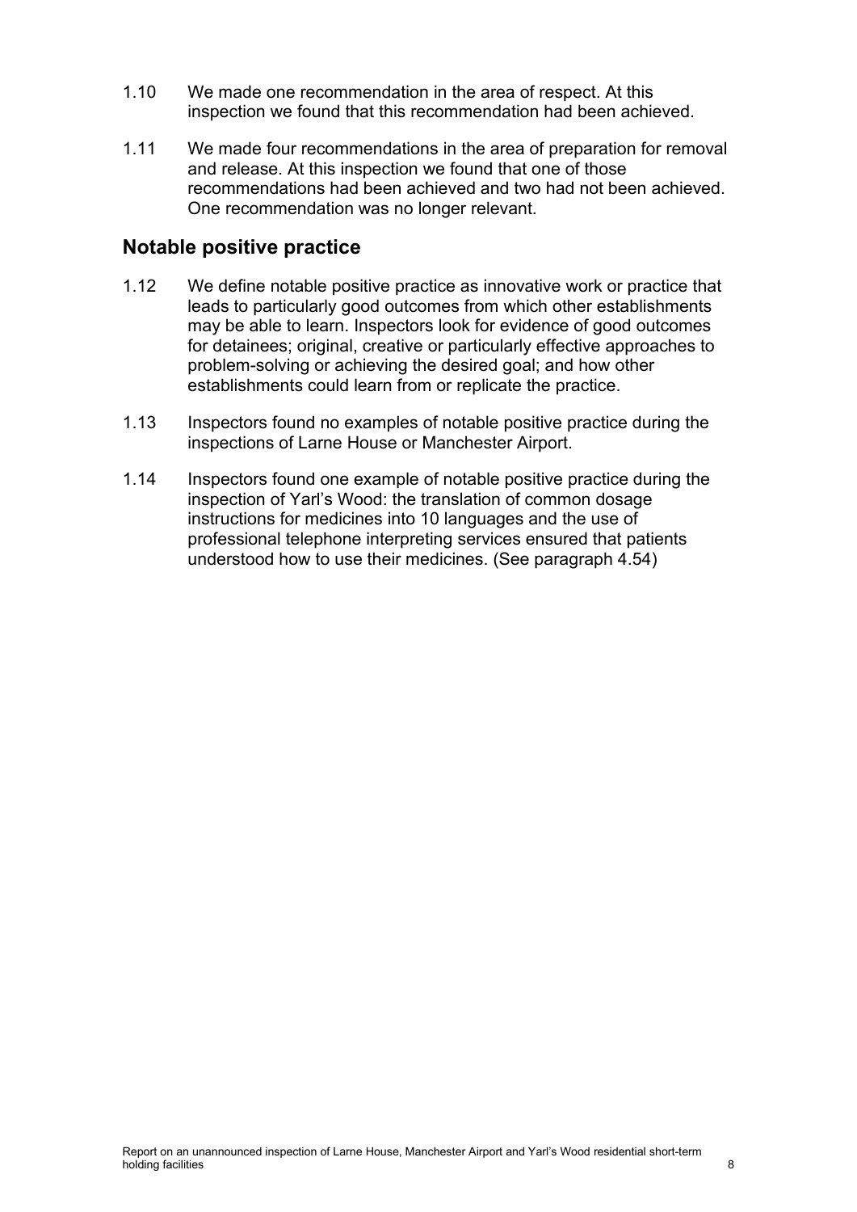1.10 We made one recommendation in the area of respect. At this inspection we found that this recommendation had been achieved.

1.11 We made four recommendations in the area of preparation for removal and release. At this inspection we found that one of those recommendations had been achieved and two had not been achieved. One recommendation was no longer relevant.

## Notable positive practice

1.12 We define notable positive practice as innovative work or practice that leads to particularly good outcomes from which other establishments may be able to learn. Inspectors look for evidence of good outcomes for detainees; original, creative or particularly effective approaches to problem-solving or achieving the desired goal; and how other establishments could learn from or replicate the practice.

1.13 Inspectors found no examples of notable positive practice during the inspections of Larne House or Manchester Airport.

1.14 Inspectors found one example of notable positive practice during the inspection of Yarl's Wood: the translation of common dosage instructions for medicines into 10 languages and the use of professional telephone interpreting services ensured that patients understood how to use their medicines. (See paragraph 4.54)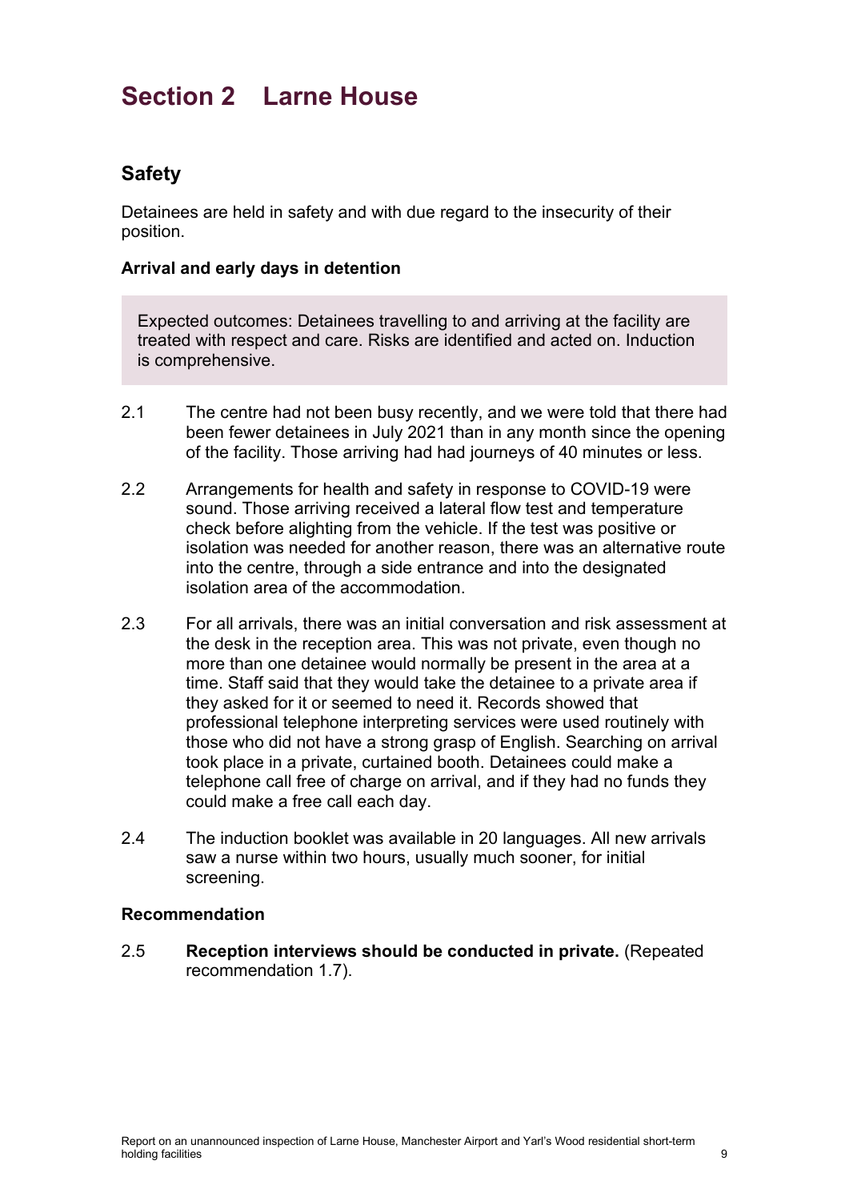# Section 2 Larne House

## Safety

Detainees are held in safety and with due regard to the insecurity of their position.

### Arrival and early days in detention

Expected outcomes: Detainees travelling to and arriving at the facility are treated with respect and care. Risks are identified and acted on. Induction is comprehensive.

2.1 The centre had not been busy recently, and we were told that there had been fewer detainees in July 2021 than in any month since the opening of the facility. Those arriving had had journeys of 40 minutes or less.

2.2 Arrangements for health and safety in response to COVID-19 were sound. Those arriving received a lateral flow test and temperature check before alighting from the vehicle. If the test was positive or isolation was needed for another reason, there was an alternative route into the centre, through a side entrance and into the designated isolation area of the accommodation.

2.3 For all arrivals, there was an initial conversation and risk assessment at the desk in the reception area. This was not private, even though no more than one detainee would normally be present in the area at a time. Staff said that they would take the detainee to a private area if they asked for it or seemed to need it. Records showed that professional telephone interpreting services were used routinely with those who did not have a strong grasp of English. Searching on arrival took place in a private, curtained booth. Detainees could make a telephone call free of charge on arrival, and if they had no funds they could make a free call each day.

2.4 The induction booklet was available in 20 languages. All new arrivals saw a nurse within two hours, usually much sooner, for initial screening.

### Recommendation

2.5 **Reception interviews should be conducted in private.** (Repeated recommendation 1.7).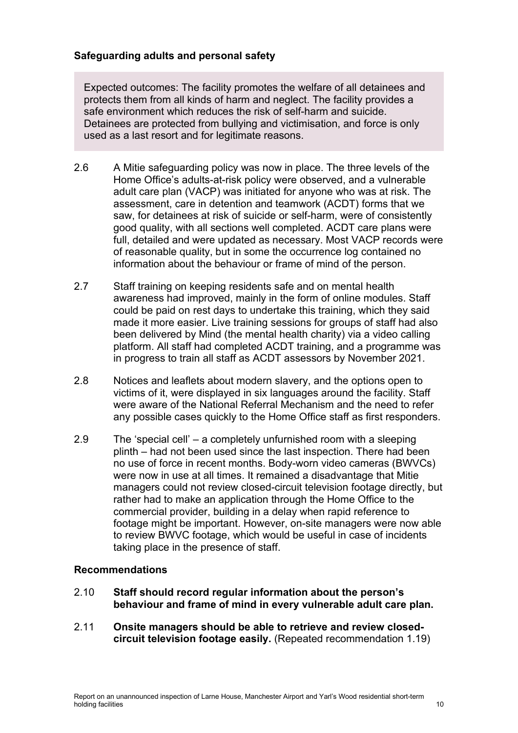### Safeguarding adults and personal safety

> Expected outcomes: The facility promotes the welfare of all detainees and protects them from all kinds of harm and neglect. The facility provides a safe environment which reduces the risk of self-harm and suicide. Detainees are protected from bullying and victimisation, and force is only used as a last resort and for legitimate reasons.

2.6 A Mitie safeguarding policy was now in place. The three levels of the Home Office's adults-at-risk policy were observed, and a vulnerable adult care plan (VACP) was initiated for anyone who was at risk. The assessment, care in detention and teamwork (ACDT) forms that we saw, for detainees at risk of suicide or self-harm, were of consistently good quality, with all sections well completed. ACDT care plans were full, detailed and were updated as necessary. Most VACP records were of reasonable quality, but in some the occurrence log contained no information about the behaviour or frame of mind of the person.

2.7 Staff training on keeping residents safe and on mental health awareness had improved, mainly in the form of online modules. Staff could be paid on rest days to undertake this training, which they said made it more easier. Live training sessions for groups of staff had also been delivered by Mind (the mental health charity) via a video calling platform. All staff had completed ACDT training, and a programme was in progress to train all staff as ACDT assessors by November 2021.

2.8 Notices and leaflets about modern slavery, and the options open to victims of it, were displayed in six languages around the facility. Staff were aware of the National Referral Mechanism and the need to refer any possible cases quickly to the Home Office staff as first responders.

2.9 The 'special cell' – a completely unfurnished room with a sleeping plinth – had not been used since the last inspection. There had been no use of force in recent months. Body-worn video cameras (BWVCs) were now in use at all times. It remained a disadvantage that Mitie managers could not review closed-circuit television footage directly, but rather had to make an application through the Home Office to the commercial provider, building in a delay when rapid reference to footage might be important. However, on-site managers were now able to review BWVC footage, which would be useful in case of incidents taking place in the presence of staff.

### Recommendations

2.10 **Staff should record regular information about the person's behaviour and frame of mind in every vulnerable adult care plan.**

2.11 **Onsite managers should be able to retrieve and review closed-circuit television footage easily.** (Repeated recommendation 1.19)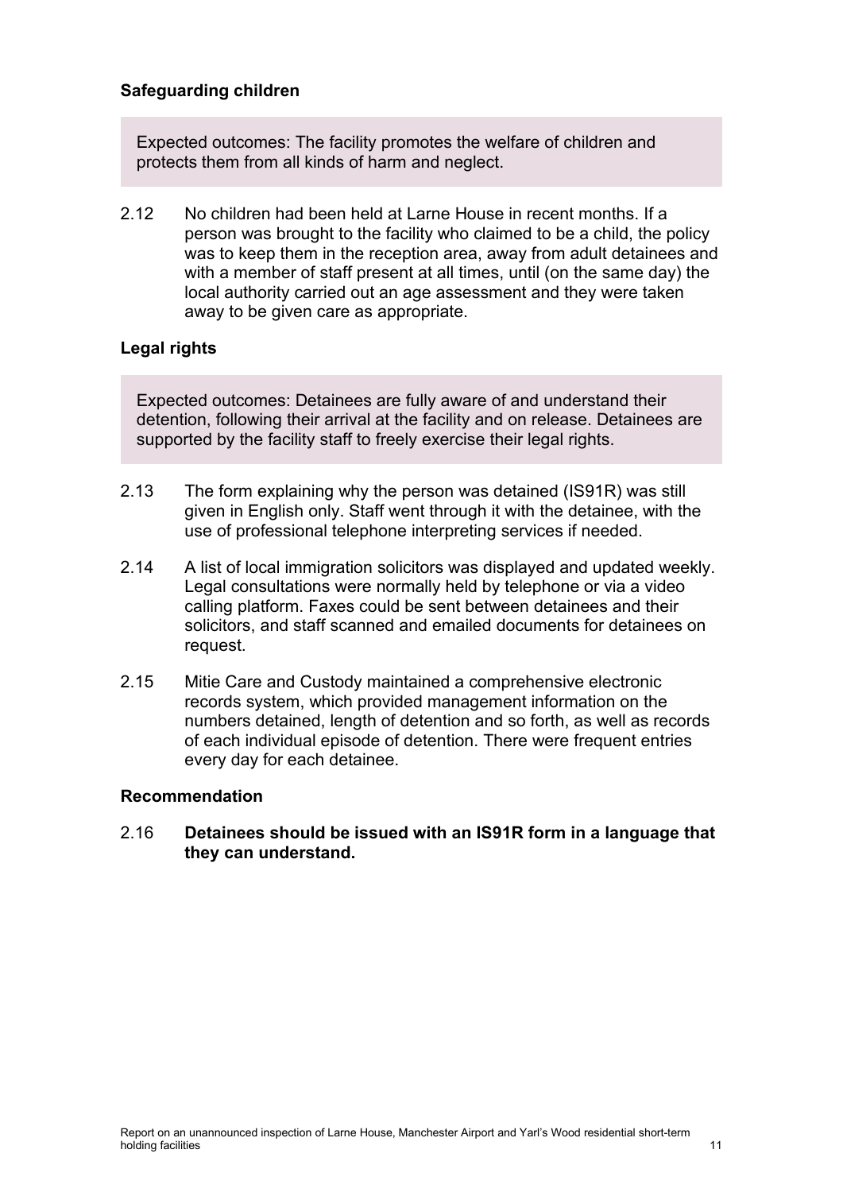### Safeguarding children

Expected outcomes: The facility promotes the welfare of children and protects them from all kinds of harm and neglect.

2.12 No children had been held at Larne House in recent months. If a person was brought to the facility who claimed to be a child, the policy was to keep them in the reception area, away from adult detainees and with a member of staff present at all times, until (on the same day) the local authority carried out an age assessment and they were taken away to be given care as appropriate.

### Legal rights

Expected outcomes: Detainees are fully aware of and understand their detention, following their arrival at the facility and on release. Detainees are supported by the facility staff to freely exercise their legal rights.

2.13 The form explaining why the person was detained (IS91R) was still given in English only. Staff went through it with the detainee, with the use of professional telephone interpreting services if needed.

2.14 A list of local immigration solicitors was displayed and updated weekly. Legal consultations were normally held by telephone or via a video calling platform. Faxes could be sent between detainees and their solicitors, and staff scanned and emailed documents for detainees on request.

2.15 Mitie Care and Custody maintained a comprehensive electronic records system, which provided management information on the numbers detained, length of detention and so forth, as well as records of each individual episode of detention. There were frequent entries every day for each detainee.

#### Recommendation

2.16 **Detainees should be issued with an IS91R form in a language that they can understand.**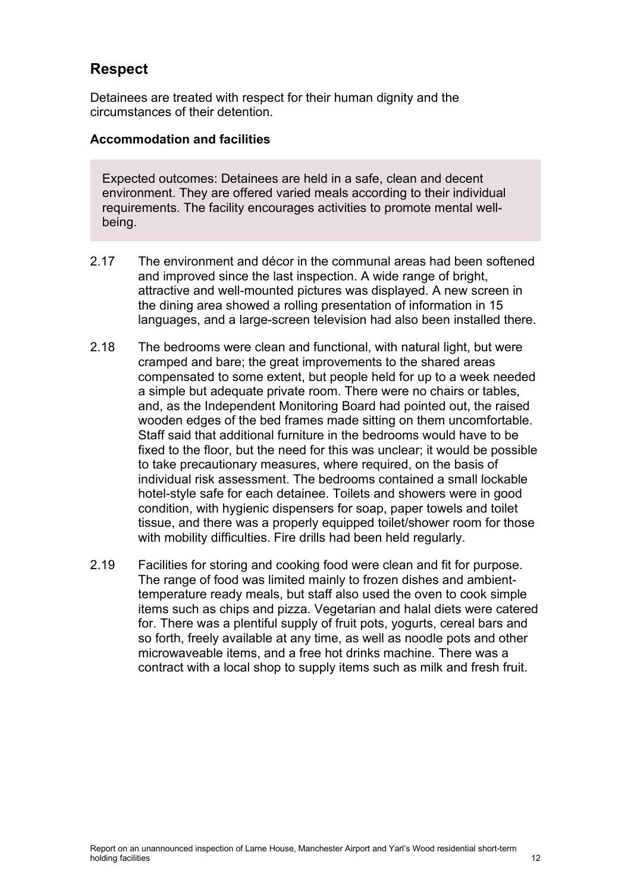## Respect

Detainees are treated with respect for their human dignity and the circumstances of their detention.

### Accommodation and facilities

> Expected outcomes: Detainees are held in a safe, clean and decent environment. They are offered varied meals according to their individual requirements. The facility encourages activities to promote mental well-being.

2.17 The environment and décor in the communal areas had been softened and improved since the last inspection. A wide range of bright, attractive and well-mounted pictures was displayed. A new screen in the dining area showed a rolling presentation of information in 15 languages, and a large-screen television had also been installed there.

2.18 The bedrooms were clean and functional, with natural light, but were cramped and bare; the great improvements to the shared areas compensated to some extent, but people held for up to a week needed a simple but adequate private room. There were no chairs or tables, and, as the Independent Monitoring Board had pointed out, the raised wooden edges of the bed frames made sitting on them uncomfortable. Staff said that additional furniture in the bedrooms would have to be fixed to the floor, but the need for this was unclear; it would be possible to take precautionary measures, where required, on the basis of individual risk assessment. The bedrooms contained a small lockable hotel-style safe for each detainee. Toilets and showers were in good condition, with hygienic dispensers for soap, paper towels and toilet tissue, and there was a properly equipped toilet/shower room for those with mobility difficulties. Fire drills had been held regularly.

2.19 Facilities for storing and cooking food were clean and fit for purpose. The range of food was limited mainly to frozen dishes and ambient-temperature ready meals, but staff also used the oven to cook simple items such as chips and pizza. Vegetarian and halal diets were catered for. There was a plentiful supply of fruit pots, yogurts, cereal bars and so forth, freely available at any time, as well as noodle pots and other microwaveable items, and a free hot drinks machine. There was a contract with a local shop to supply items such as milk and fresh fruit.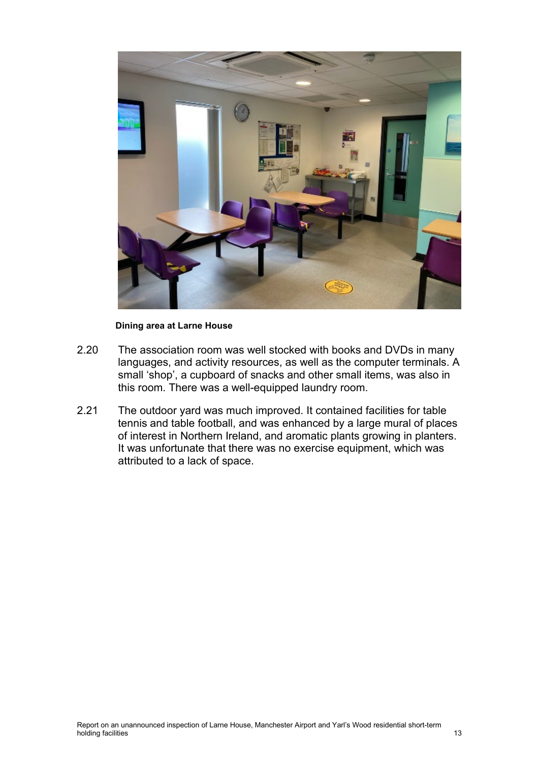Dining area at Larne House

2.20 The association room was well stocked with books and DVDs in many languages, and activity resources, as well as the computer terminals. A small 'shop', a cupboard of snacks and other small items, was also in this room. There was a well-equipped laundry room.

2.21 The outdoor yard was much improved. It contained facilities for table tennis and table football, and was enhanced by a large mural of places of interest in Northern Ireland, and aromatic plants growing in planters. It was unfortunate that there was no exercise equipment, which was attributed to a lack of space.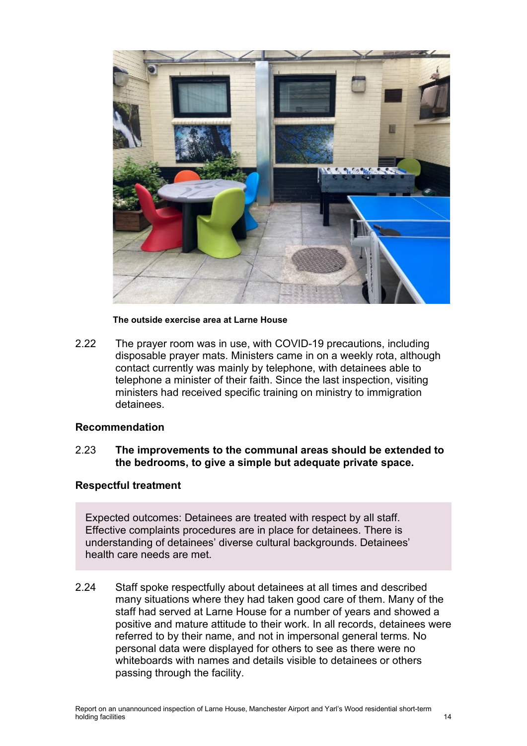**The outside exercise area at Larne House**

2.22 The prayer room was in use, with COVID-19 precautions, including disposable prayer mats. Ministers came in on a weekly rota, although contact currently was mainly by telephone, with detainees able to telephone a minister of their faith. Since the last inspection, visiting ministers had received specific training on ministry to immigration detainees.

### Recommendation

2.23 **The improvements to the communal areas should be extended to the bedrooms, to give a simple but adequate private space.**

### Respectful treatment

> Expected outcomes: Detainees are treated with respect by all staff. Effective complaints procedures are in place for detainees. There is understanding of detainees' diverse cultural backgrounds. Detainees' health care needs are met.

2.24 Staff spoke respectfully about detainees at all times and described many situations where they had taken good care of them. Many of the staff had served at Larne House for a number of years and showed a positive and mature attitude to their work. In all records, detainees were referred to by their name, and not in impersonal general terms. No personal data were displayed for others to see as there were no whiteboards with names and details visible to detainees or others passing through the facility.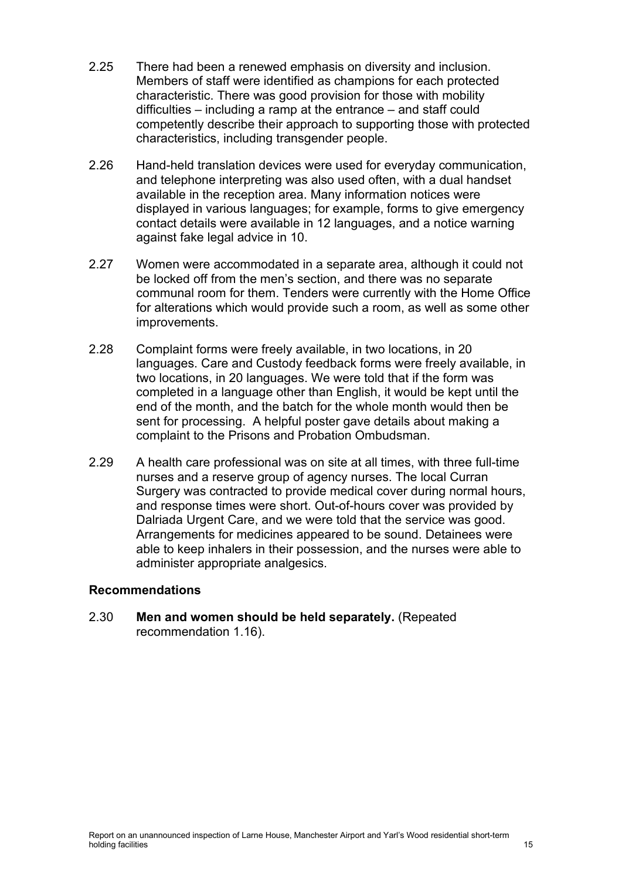2.25 There had been a renewed emphasis on diversity and inclusion. Members of staff were identified as champions for each protected characteristic. There was good provision for those with mobility difficulties – including a ramp at the entrance – and staff could competently describe their approach to supporting those with protected characteristics, including transgender people.

2.26 Hand-held translation devices were used for everyday communication, and telephone interpreting was also used often, with a dual handset available in the reception area. Many information notices were displayed in various languages; for example, forms to give emergency contact details were available in 12 languages, and a notice warning against fake legal advice in 10.

2.27 Women were accommodated in a separate area, although it could not be locked off from the men's section, and there was no separate communal room for them. Tenders were currently with the Home Office for alterations which would provide such a room, as well as some other improvements.

2.28 Complaint forms were freely available, in two locations, in 20 languages. Care and Custody feedback forms were freely available, in two locations, in 20 languages. We were told that if the form was completed in a language other than English, it would be kept until the end of the month, and the batch for the whole month would then be sent for processing. A helpful poster gave details about making a complaint to the Prisons and Probation Ombudsman.

2.29 A health care professional was on site at all times, with three full-time nurses and a reserve group of agency nurses. The local Curran Surgery was contracted to provide medical cover during normal hours, and response times were short. Out-of-hours cover was provided by Dalriada Urgent Care, and we were told that the service was good. Arrangements for medicines appeared to be sound. Detainees were able to keep inhalers in their possession, and the nurses were able to administer appropriate analgesics.

### Recommendations

2.30 **Men and women should be held separately.** (Repeated recommendation 1.16).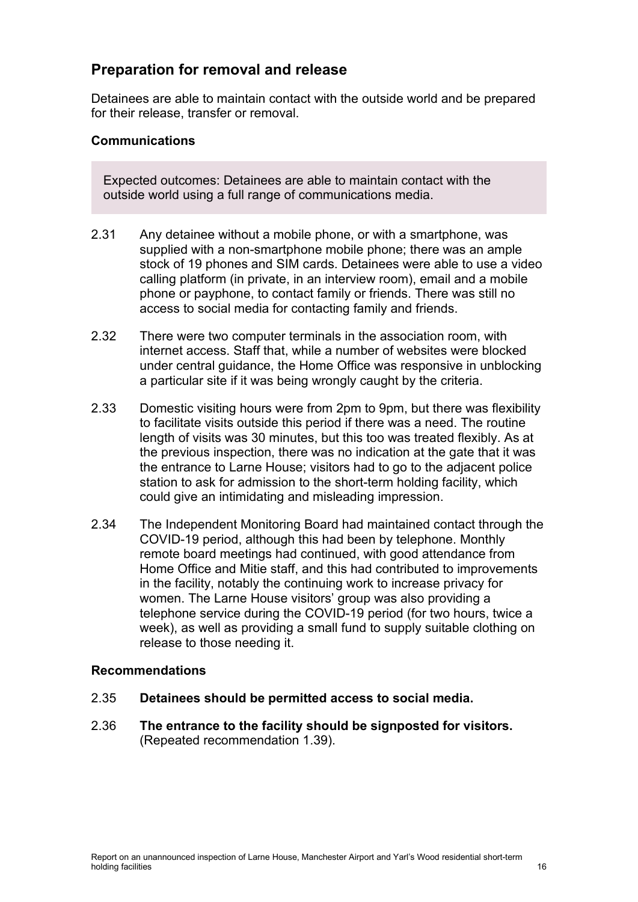## Preparation for removal and release

Detainees are able to maintain contact with the outside world and be prepared for their release, transfer or removal.

### Communications

> Expected outcomes: Detainees are able to maintain contact with the outside world using a full range of communications media.

2.31 Any detainee without a mobile phone, or with a smartphone, was supplied with a non-smartphone mobile phone; there was an ample stock of 19 phones and SIM cards. Detainees were able to use a video calling platform (in private, in an interview room), email and a mobile phone or payphone, to contact family or friends. There was still no access to social media for contacting family and friends.

2.32 There were two computer terminals in the association room, with internet access. Staff that, while a number of websites were blocked under central guidance, the Home Office was responsive in unblocking a particular site if it was being wrongly caught by the criteria.

2.33 Domestic visiting hours were from 2pm to 9pm, but there was flexibility to facilitate visits outside this period if there was a need. The routine length of visits was 30 minutes, but this too was treated flexibly. As at the previous inspection, there was no indication at the gate that it was the entrance to Larne House; visitors had to go to the adjacent police station to ask for admission to the short-term holding facility, which could give an intimidating and misleading impression.

2.34 The Independent Monitoring Board had maintained contact through the COVID-19 period, although this had been by telephone. Monthly remote board meetings had continued, with good attendance from Home Office and Mitie staff, and this had contributed to improvements in the facility, notably the continuing work to increase privacy for women. The Larne House visitors' group was also providing a telephone service during the COVID-19 period (for two hours, twice a week), as well as providing a small fund to supply suitable clothing on release to those needing it.

### Recommendations

2.35 **Detainees should be permitted access to social media.**

2.36 **The entrance to the facility should be signposted for visitors.** (Repeated recommendation 1.39).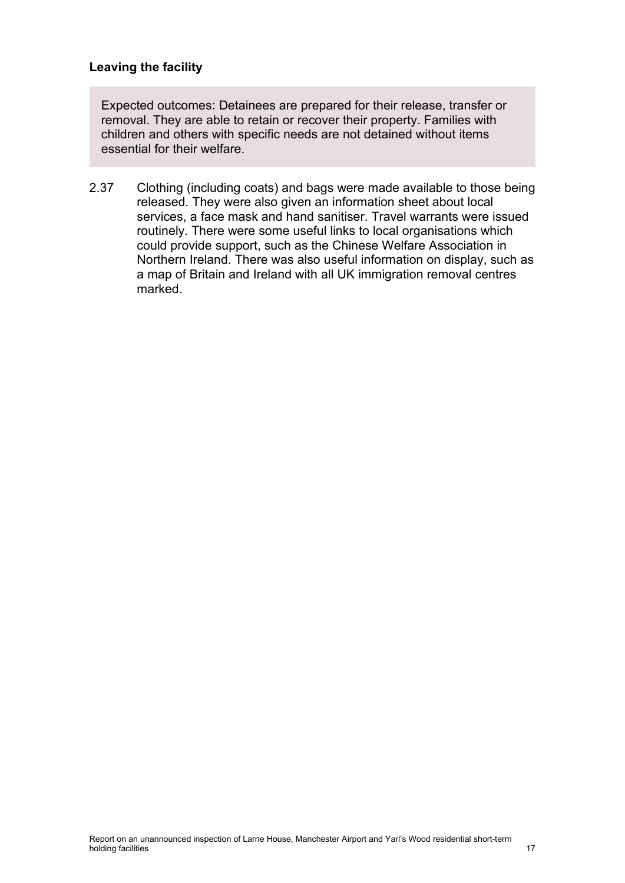### Leaving the facility

> Expected outcomes: Detainees are prepared for their release, transfer or removal. They are able to retain or recover their property. Families with children and others with specific needs are not detained without items essential for their welfare.

2.37 Clothing (including coats) and bags were made available to those being released. They were also given an information sheet about local services, a face mask and hand sanitiser. Travel warrants were issued routinely. There were some useful links to local organisations which could provide support, such as the Chinese Welfare Association in Northern Ireland. There was also useful information on display, such as a map of Britain and Ireland with all UK immigration removal centres marked.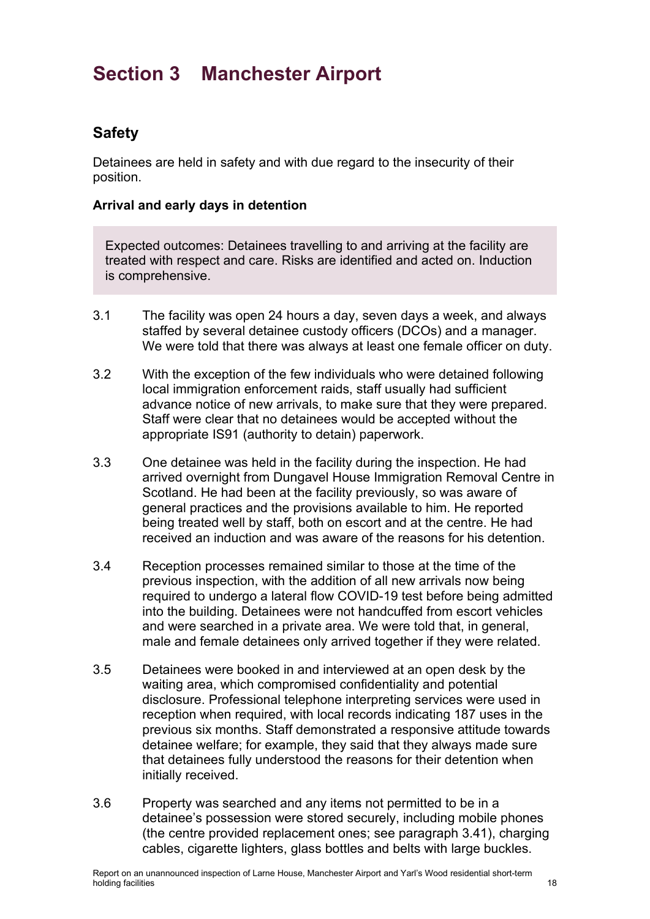# Section 3 Manchester Airport

## Safety

Detainees are held in safety and with due regard to the insecurity of their position.

### Arrival and early days in detention

> Expected outcomes: Detainees travelling to and arriving at the facility are treated with respect and care. Risks are identified and acted on. Induction is comprehensive.

3.1 The facility was open 24 hours a day, seven days a week, and always staffed by several detainee custody officers (DCOs) and a manager. We were told that there was always at least one female officer on duty.

3.2 With the exception of the few individuals who were detained following local immigration enforcement raids, staff usually had sufficient advance notice of new arrivals, to make sure that they were prepared. Staff were clear that no detainees would be accepted without the appropriate IS91 (authority to detain) paperwork.

3.3 One detainee was held in the facility during the inspection. He had arrived overnight from Dungavel House Immigration Removal Centre in Scotland. He had been at the facility previously, so was aware of general practices and the provisions available to him. He reported being treated well by staff, both on escort and at the centre. He had received an induction and was aware of the reasons for his detention.

3.4 Reception processes remained similar to those at the time of the previous inspection, with the addition of all new arrivals now being required to undergo a lateral flow COVID-19 test before being admitted into the building. Detainees were not handcuffed from escort vehicles and were searched in a private area. We were told that, in general, male and female detainees only arrived together if they were related.

3.5 Detainees were booked in and interviewed at an open desk by the waiting area, which compromised confidentiality and potential disclosure. Professional telephone interpreting services were used in reception when required, with local records indicating 187 uses in the previous six months. Staff demonstrated a responsive attitude towards detainee welfare; for example, they said that they always made sure that detainees fully understood the reasons for their detention when initially received.

3.6 Property was searched and any items not permitted to be in a detainee's possession were stored securely, including mobile phones (the centre provided replacement ones; see paragraph 3.41), charging cables, cigarette lighters, glass bottles and belts with large buckles.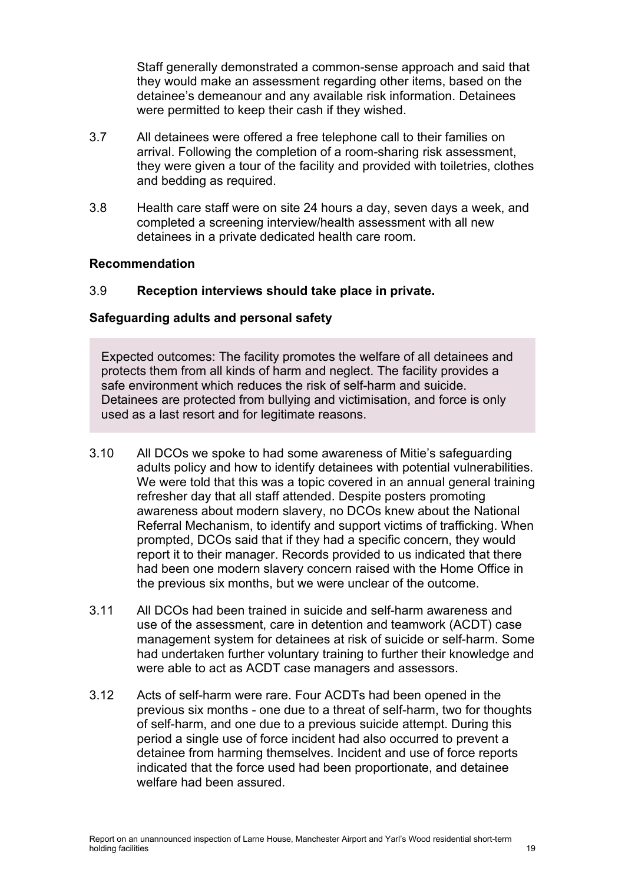Staff generally demonstrated a common-sense approach and said that they would make an assessment regarding other items, based on the detainee's demeanour and any available risk information. Detainees were permitted to keep their cash if they wished.

3.7 All detainees were offered a free telephone call to their families on arrival. Following the completion of a room-sharing risk assessment, they were given a tour of the facility and provided with toiletries, clothes and bedding as required.

3.8 Health care staff were on site 24 hours a day, seven days a week, and completed a screening interview/health assessment with all new detainees in a private dedicated health care room.

**Recommendation**

3.9 **Reception interviews should take place in private.**

**Safeguarding adults and personal safety**

> Expected outcomes: The facility promotes the welfare of all detainees and protects them from all kinds of harm and neglect. The facility provides a safe environment which reduces the risk of self-harm and suicide. Detainees are protected from bullying and victimisation, and force is only used as a last resort and for legitimate reasons.

3.10 All DCOs we spoke to had some awareness of Mitie's safeguarding adults policy and how to identify detainees with potential vulnerabilities. We were told that this was a topic covered in an annual general training refresher day that all staff attended. Despite posters promoting awareness about modern slavery, no DCOs knew about the National Referral Mechanism, to identify and support victims of trafficking. When prompted, DCOs said that if they had a specific concern, they would report it to their manager. Records provided to us indicated that there had been one modern slavery concern raised with the Home Office in the previous six months, but we were unclear of the outcome.

3.11 All DCOs had been trained in suicide and self-harm awareness and use of the assessment, care in detention and teamwork (ACDT) case management system for detainees at risk of suicide or self-harm. Some had undertaken further voluntary training to further their knowledge and were able to act as ACDT case managers and assessors.

3.12 Acts of self-harm were rare. Four ACDTs had been opened in the previous six months - one due to a threat of self-harm, two for thoughts of self-harm, and one due to a previous suicide attempt. During this period a single use of force incident had also occurred to prevent a detainee from harming themselves. Incident and use of force reports indicated that the force used had been proportionate, and detainee welfare had been assured.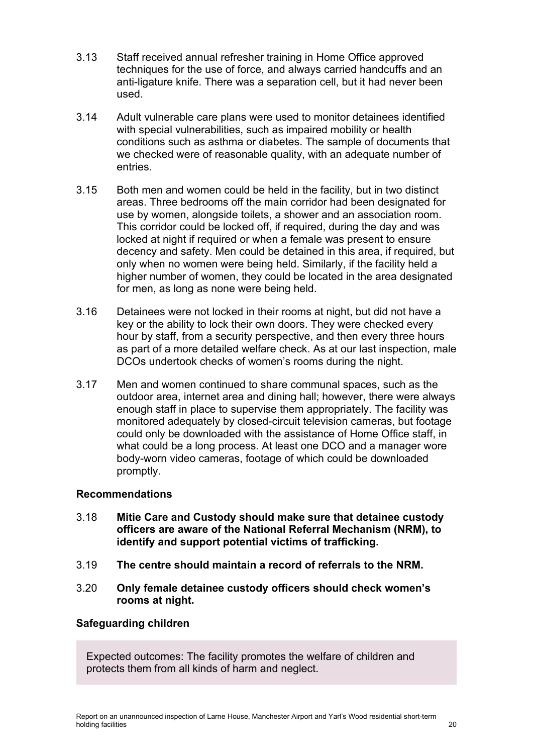3.13 Staff received annual refresher training in Home Office approved techniques for the use of force, and always carried handcuffs and an anti-ligature knife. There was a separation cell, but it had never been used.

3.14 Adult vulnerable care plans were used to monitor detainees identified with special vulnerabilities, such as impaired mobility or health conditions such as asthma or diabetes. The sample of documents that we checked were of reasonable quality, with an adequate number of entries.

3.15 Both men and women could be held in the facility, but in two distinct areas. Three bedrooms off the main corridor had been designated for use by women, alongside toilets, a shower and an association room. This corridor could be locked off, if required, during the day and was locked at night if required or when a female was present to ensure decency and safety. Men could be detained in this area, if required, but only when no women were being held. Similarly, if the facility held a higher number of women, they could be located in the area designated for men, as long as none were being held.

3.16 Detainees were not locked in their rooms at night, but did not have a key or the ability to lock their own doors. They were checked every hour by staff, from a security perspective, and then every three hours as part of a more detailed welfare check. As at our last inspection, male DCOs undertook checks of women's rooms during the night.

3.17 Men and women continued to share communal spaces, such as the outdoor area, internet area and dining hall; however, there were always enough staff in place to supervise them appropriately. The facility was monitored adequately by closed-circuit television cameras, but footage could only be downloaded with the assistance of Home Office staff, in what could be a long process. At least one DCO and a manager wore body-worn video cameras, footage of which could be downloaded promptly.

### Recommendations

3.18 **Mitie Care and Custody should make sure that detainee custody officers are aware of the National Referral Mechanism (NRM), to identify and support potential victims of trafficking.**

3.19 **The centre should maintain a record of referrals to the NRM.**

3.20 **Only female detainee custody officers should check women's rooms at night.**

### Safeguarding children

Expected outcomes: The facility promotes the welfare of children and protects them from all kinds of harm and neglect.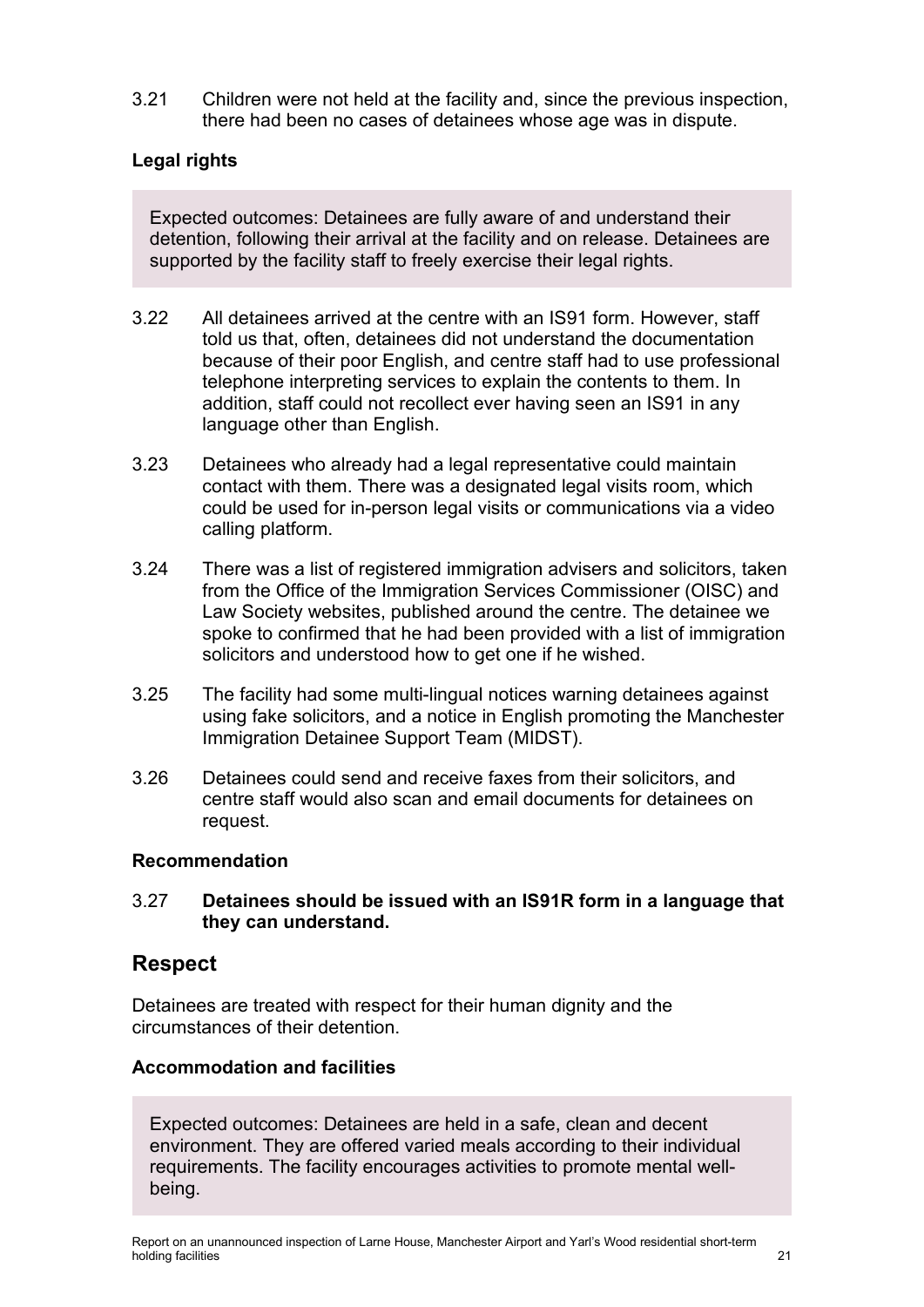3.21 Children were not held at the facility and, since the previous inspection, there had been no cases of detainees whose age was in dispute.

### Legal rights

> Expected outcomes: Detainees are fully aware of and understand their detention, following their arrival at the facility and on release. Detainees are supported by the facility staff to freely exercise their legal rights.

3.22 All detainees arrived at the centre with an IS91 form. However, staff told us that, often, detainees did not understand the documentation because of their poor English, and centre staff had to use professional telephone interpreting services to explain the contents to them. In addition, staff could not recollect ever having seen an IS91 in any language other than English.

3.23 Detainees who already had a legal representative could maintain contact with them. There was a designated legal visits room, which could be used for in-person legal visits or communications via a video calling platform.

3.24 There was a list of registered immigration advisers and solicitors, taken from the Office of the Immigration Services Commissioner (OISC) and Law Society websites, published around the centre. The detainee we spoke to confirmed that he had been provided with a list of immigration solicitors and understood how to get one if he wished.

3.25 The facility had some multi-lingual notices warning detainees against using fake solicitors, and a notice in English promoting the Manchester Immigration Detainee Support Team (MIDST).

3.26 Detainees could send and receive faxes from their solicitors, and centre staff would also scan and email documents for detainees on request.

### Recommendation

3.27 **Detainees should be issued with an IS91R form in a language that they can understand.**

## Respect

Detainees are treated with respect for their human dignity and the circumstances of their detention.

### Accommodation and facilities

> Expected outcomes: Detainees are held in a safe, clean and decent environment. They are offered varied meals according to their individual requirements. The facility encourages activities to promote mental well-being.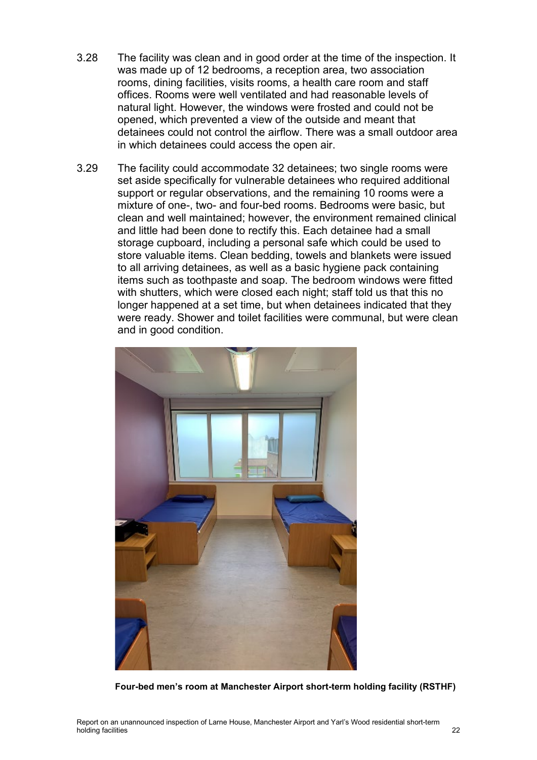3.28 The facility was clean and in good order at the time of the inspection. It was made up of 12 bedrooms, a reception area, two association rooms, dining facilities, visits rooms, a health care room and staff offices. Rooms were well ventilated and had reasonable levels of natural light. However, the windows were frosted and could not be opened, which prevented a view of the outside and meant that detainees could not control the airflow. There was a small outdoor area in which detainees could access the open air.

3.29 The facility could accommodate 32 detainees; two single rooms were set aside specifically for vulnerable detainees who required additional support or regular observations, and the remaining 10 rooms were a mixture of one-, two- and four-bed rooms. Bedrooms were basic, but clean and well maintained; however, the environment remained clinical and little had been done to rectify this. Each detainee had a small storage cupboard, including a personal safe which could be used to store valuable items. Clean bedding, towels and blankets were issued to all arriving detainees, as well as a basic hygiene pack containing items such as toothpaste and soap. The bedroom windows were fitted with shutters, which were closed each night; staff told us that this no longer happened at a set time, but when detainees indicated that they were ready. Shower and toilet facilities were communal, but were clean and in good condition.

**Four-bed men's room at Manchester Airport short-term holding facility (RSTHF)**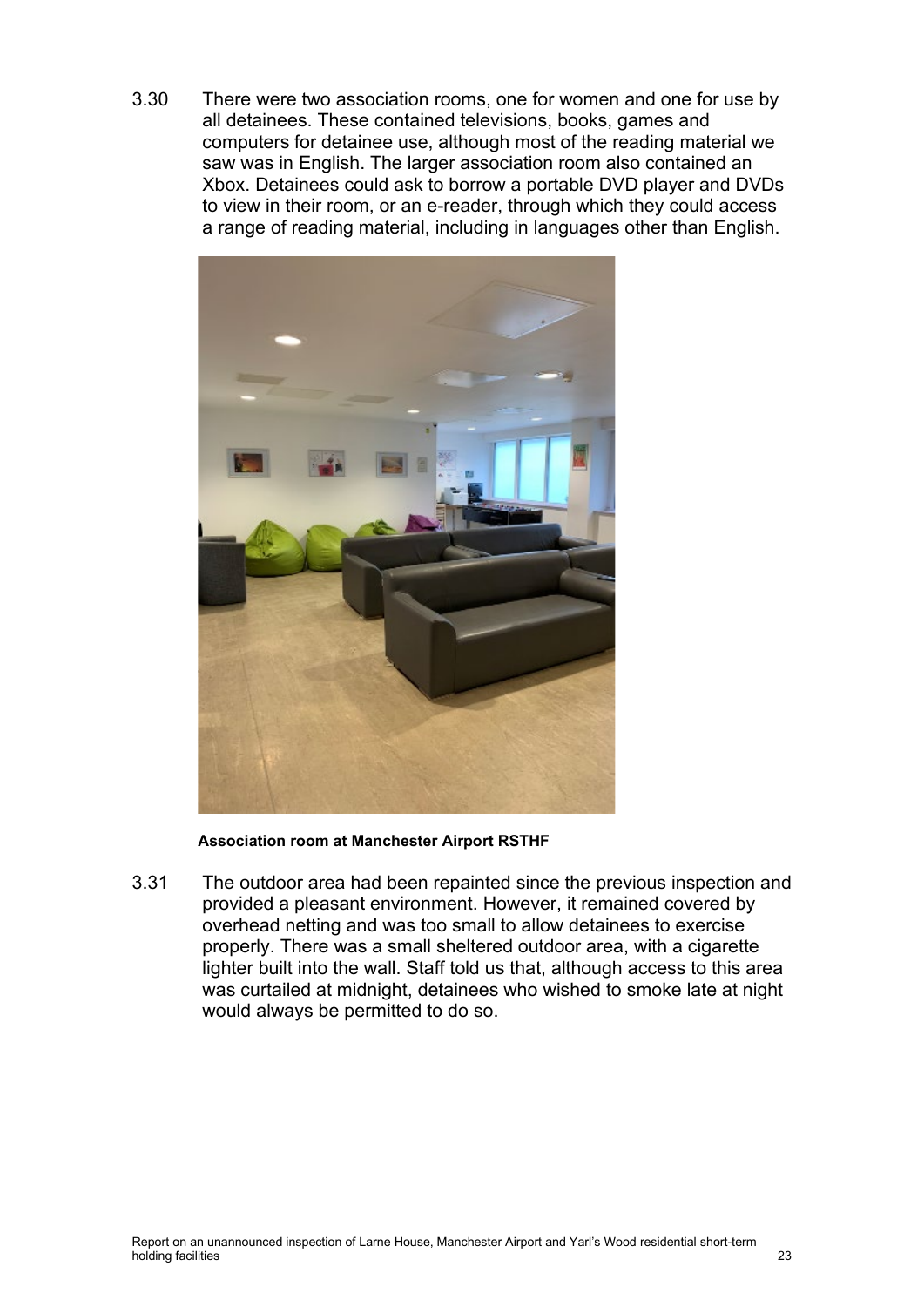3.30 There were two association rooms, one for women and one for use by all detainees. These contained televisions, books, games and computers for detainee use, although most of the reading material we saw was in English. The larger association room also contained an Xbox. Detainees could ask to borrow a portable DVD player and DVDs to view in their room, or an e-reader, through which they could access a range of reading material, including in languages other than English.

**Association room at Manchester Airport RSTHF**

3.31 The outdoor area had been repainted since the previous inspection and provided a pleasant environment. However, it remained covered by overhead netting and was too small to allow detainees to exercise properly. There was a small sheltered outdoor area, with a cigarette lighter built into the wall. Staff told us that, although access to this area was curtailed at midnight, detainees who wished to smoke late at night would always be permitted to do so.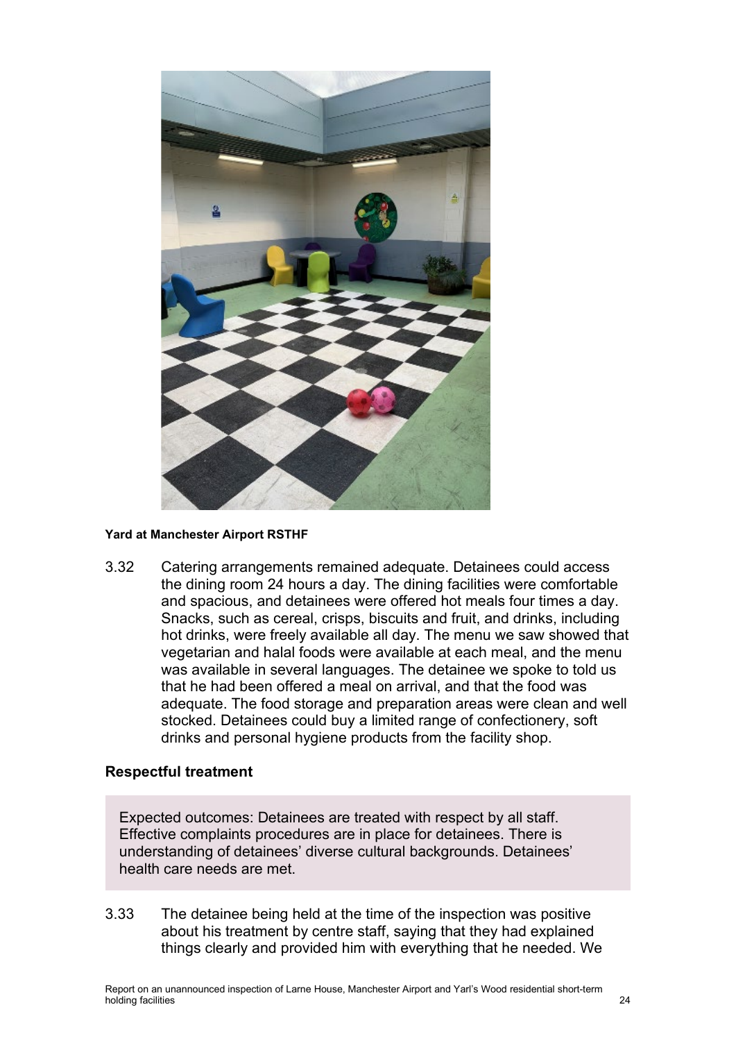**Yard at Manchester Airport RSTHF**

3.32 Catering arrangements remained adequate. Detainees could access the dining room 24 hours a day. The dining facilities were comfortable and spacious, and detainees were offered hot meals four times a day. Snacks, such as cereal, crisps, biscuits and fruit, and drinks, including hot drinks, were freely available all day. The menu we saw showed that vegetarian and halal foods were available at each meal, and the menu was available in several languages. The detainee we spoke to told us that he had been offered a meal on arrival, and that the food was adequate. The food storage and preparation areas were clean and well stocked. Detainees could buy a limited range of confectionery, soft drinks and personal hygiene products from the facility shop.

## Respectful treatment

> Expected outcomes: Detainees are treated with respect by all staff. Effective complaints procedures are in place for detainees. There is understanding of detainees' diverse cultural backgrounds. Detainees' health care needs are met.

3.33 The detainee being held at the time of the inspection was positive about his treatment by centre staff, saying that they had explained things clearly and provided him with everything that he needed. We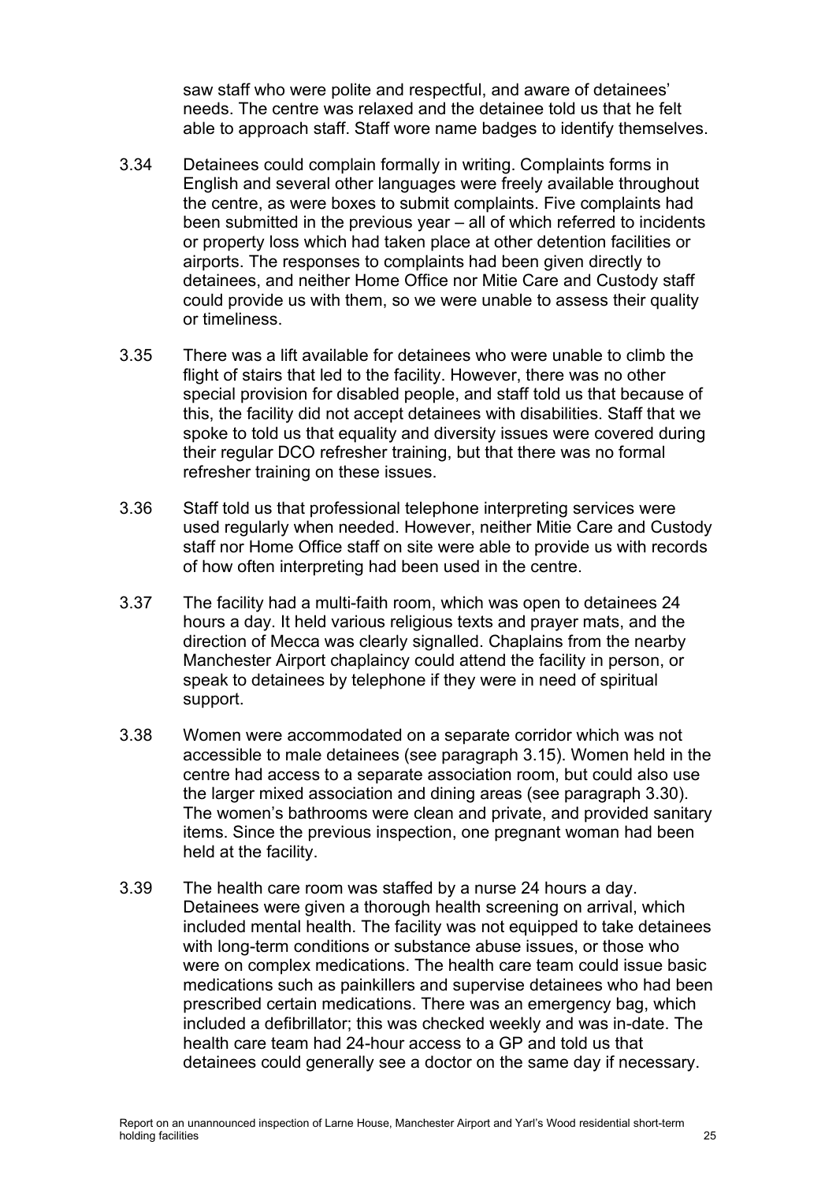saw staff who were polite and respectful, and aware of detainees' needs. The centre was relaxed and the detainee told us that he felt able to approach staff. Staff wore name badges to identify themselves.

3.34 Detainees could complain formally in writing. Complaints forms in English and several other languages were freely available throughout the centre, as were boxes to submit complaints. Five complaints had been submitted in the previous year – all of which referred to incidents or property loss which had taken place at other detention facilities or airports. The responses to complaints had been given directly to detainees, and neither Home Office nor Mitie Care and Custody staff could provide us with them, so we were unable to assess their quality or timeliness.

3.35 There was a lift available for detainees who were unable to climb the flight of stairs that led to the facility. However, there was no other special provision for disabled people, and staff told us that because of this, the facility did not accept detainees with disabilities. Staff that we spoke to told us that equality and diversity issues were covered during their regular DCO refresher training, but that there was no formal refresher training on these issues.

3.36 Staff told us that professional telephone interpreting services were used regularly when needed. However, neither Mitie Care and Custody staff nor Home Office staff on site were able to provide us with records of how often interpreting had been used in the centre.

3.37 The facility had a multi-faith room, which was open to detainees 24 hours a day. It held various religious texts and prayer mats, and the direction of Mecca was clearly signalled. Chaplains from the nearby Manchester Airport chaplaincy could attend the facility in person, or speak to detainees by telephone if they were in need of spiritual support.

3.38 Women were accommodated on a separate corridor which was not accessible to male detainees (see paragraph 3.15). Women held in the centre had access to a separate association room, but could also use the larger mixed association and dining areas (see paragraph 3.30). The women's bathrooms were clean and private, and provided sanitary items. Since the previous inspection, one pregnant woman had been held at the facility.

3.39 The health care room was staffed by a nurse 24 hours a day. Detainees were given a thorough health screening on arrival, which included mental health. The facility was not equipped to take detainees with long-term conditions or substance abuse issues, or those who were on complex medications. The health care team could issue basic medications such as painkillers and supervise detainees who had been prescribed certain medications. There was an emergency bag, which included a defibrillator; this was checked weekly and was in-date. The health care team had 24-hour access to a GP and told us that detainees could generally see a doctor on the same day if necessary.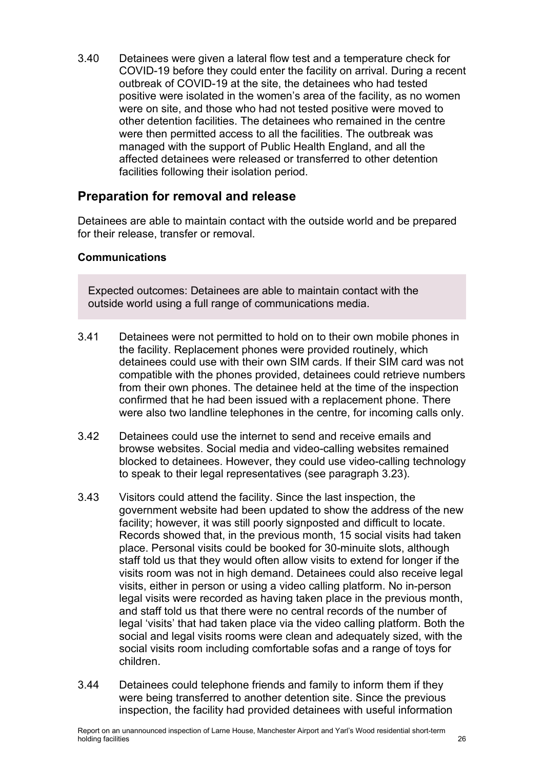3.40 Detainees were given a lateral flow test and a temperature check for COVID-19 before they could enter the facility on arrival. During a recent outbreak of COVID-19 at the site, the detainees who had tested positive were isolated in the women's area of the facility, as no women were on site, and those who had not tested positive were moved to other detention facilities. The detainees who remained in the centre were then permitted access to all the facilities. The outbreak was managed with the support of Public Health England, and all the affected detainees were released or transferred to other detention facilities following their isolation period.

## Preparation for removal and release

Detainees are able to maintain contact with the outside world and be prepared for their release, transfer or removal.

### Communications

> Expected outcomes: Detainees are able to maintain contact with the outside world using a full range of communications media.

3.41 Detainees were not permitted to hold on to their own mobile phones in the facility. Replacement phones were provided routinely, which detainees could use with their own SIM cards. If their SIM card was not compatible with the phones provided, detainees could retrieve numbers from their own phones. The detainee held at the time of the inspection confirmed that he had been issued with a replacement phone. There were also two landline telephones in the centre, for incoming calls only.

3.42 Detainees could use the internet to send and receive emails and browse websites. Social media and video-calling websites remained blocked to detainees. However, they could use video-calling technology to speak to their legal representatives (see paragraph 3.23).

3.43 Visitors could attend the facility. Since the last inspection, the government website had been updated to show the address of the new facility; however, it was still poorly signposted and difficult to locate. Records showed that, in the previous month, 15 social visits had taken place. Personal visits could be booked for 30-minuite slots, although staff told us that they would often allow visits to extend for longer if the visits room was not in high demand. Detainees could also receive legal visits, either in person or using a video calling platform. No in-person legal visits were recorded as having taken place in the previous month, and staff told us that there were no central records of the number of legal 'visits' that had taken place via the video calling platform. Both the social and legal visits rooms were clean and adequately sized, with the social visits room including comfortable sofas and a range of toys for children.

3.44 Detainees could telephone friends and family to inform them if they were being transferred to another detention site. Since the previous inspection, the facility had provided detainees with useful information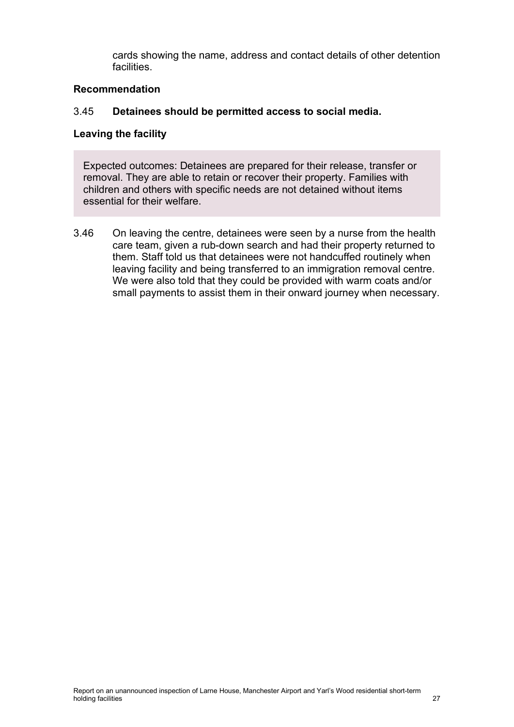cards showing the name, address and contact details of other detention facilities.

**Recommendation**

3.45 **Detainees should be permitted access to social media.**

**Leaving the facility**

> Expected outcomes: Detainees are prepared for their release, transfer or removal. They are able to retain or recover their property. Families with children and others with specific needs are not detained without items essential for their welfare.

3.46 On leaving the centre, detainees were seen by a nurse from the health care team, given a rub-down search and had their property returned to them. Staff told us that detainees were not handcuffed routinely when leaving facility and being transferred to an immigration removal centre. We were also told that they could be provided with warm coats and/or small payments to assist them in their onward journey when necessary.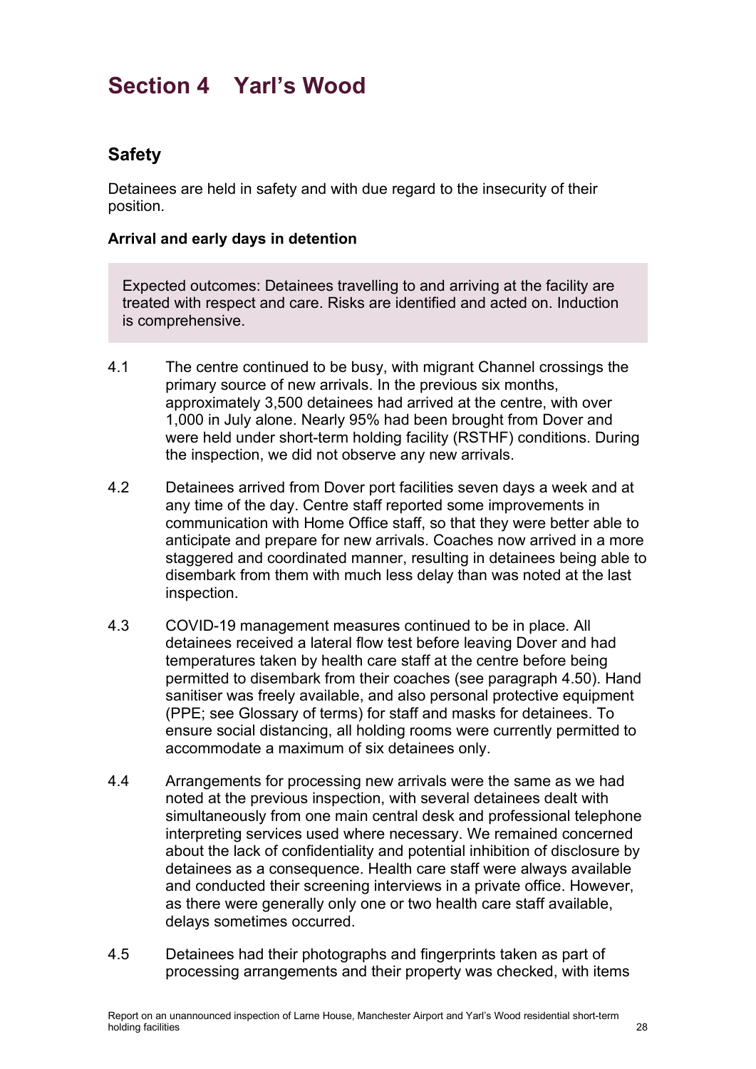# Section 4 Yarl's Wood

## Safety

Detainees are held in safety and with due regard to the insecurity of their position.

### Arrival and early days in detention

Expected outcomes: Detainees travelling to and arriving at the facility are treated with respect and care. Risks are identified and acted on. Induction is comprehensive.

4.1 The centre continued to be busy, with migrant Channel crossings the primary source of new arrivals. In the previous six months, approximately 3,500 detainees had arrived at the centre, with over 1,000 in July alone. Nearly 95% had been brought from Dover and were held under short-term holding facility (RSTHF) conditions. During the inspection, we did not observe any new arrivals.

4.2 Detainees arrived from Dover port facilities seven days a week and at any time of the day. Centre staff reported some improvements in communication with Home Office staff, so that they were better able to anticipate and prepare for new arrivals. Coaches now arrived in a more staggered and coordinated manner, resulting in detainees being able to disembark from them with much less delay than was noted at the last inspection.

4.3 COVID-19 management measures continued to be in place. All detainees received a lateral flow test before leaving Dover and had temperatures taken by health care staff at the centre before being permitted to disembark from their coaches (see paragraph 4.50). Hand sanitiser was freely available, and also personal protective equipment (PPE; see Glossary of terms) for staff and masks for detainees. To ensure social distancing, all holding rooms were currently permitted to accommodate a maximum of six detainees only.

4.4 Arrangements for processing new arrivals were the same as we had noted at the previous inspection, with several detainees dealt with simultaneously from one main central desk and professional telephone interpreting services used where necessary. We remained concerned about the lack of confidentiality and potential inhibition of disclosure by detainees as a consequence. Health care staff were always available and conducted their screening interviews in a private office. However, as there were generally only one or two health care staff available, delays sometimes occurred.

4.5 Detainees had their photographs and fingerprints taken as part of processing arrangements and their property was checked, with items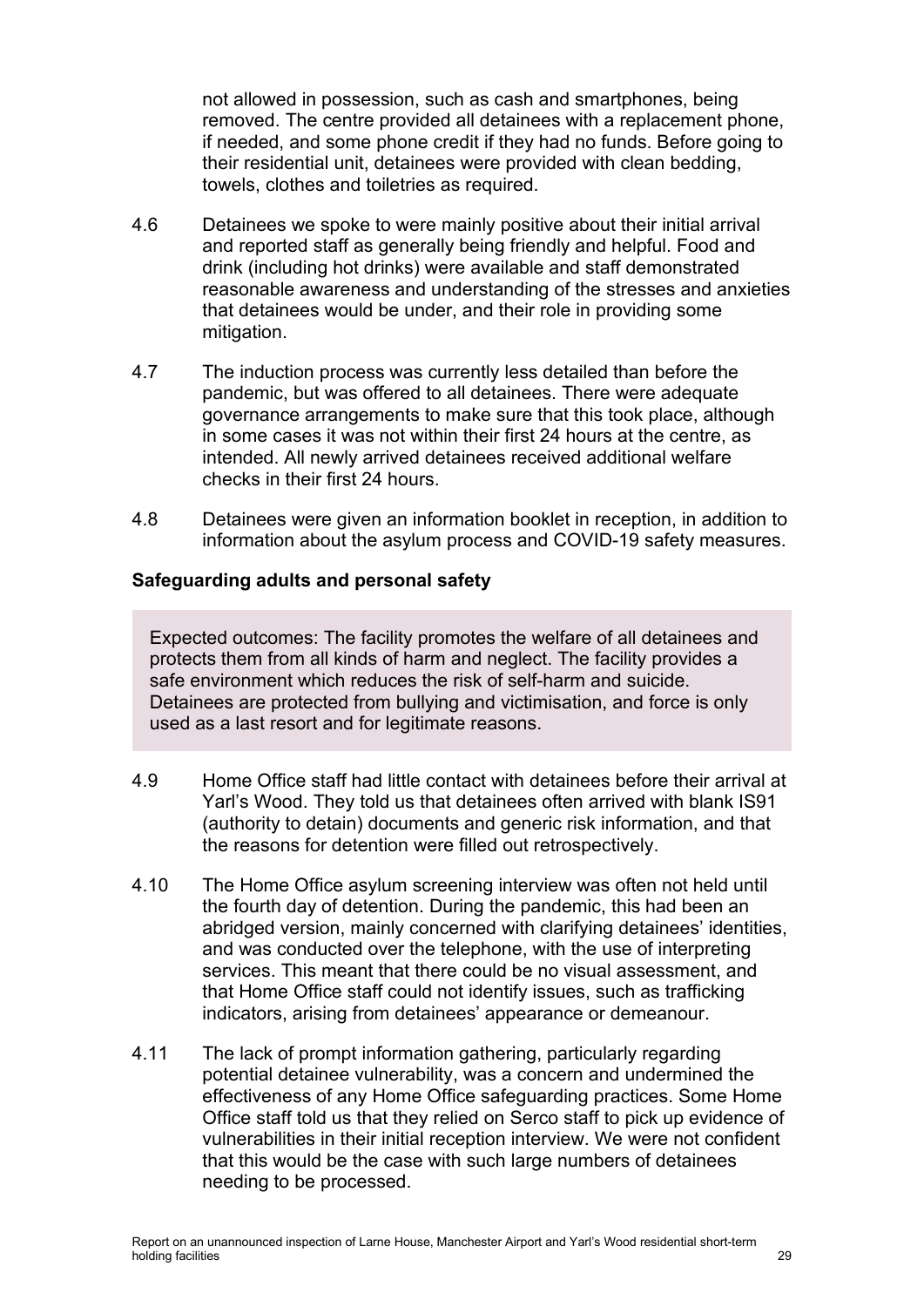not allowed in possession, such as cash and smartphones, being removed. The centre provided all detainees with a replacement phone, if needed, and some phone credit if they had no funds. Before going to their residential unit, detainees were provided with clean bedding, towels, clothes and toiletries as required.

4.6 Detainees we spoke to were mainly positive about their initial arrival and reported staff as generally being friendly and helpful. Food and drink (including hot drinks) were available and staff demonstrated reasonable awareness and understanding of the stresses and anxieties that detainees would be under, and their role in providing some mitigation.

4.7 The induction process was currently less detailed than before the pandemic, but was offered to all detainees. There were adequate governance arrangements to make sure that this took place, although in some cases it was not within their first 24 hours at the centre, as intended. All newly arrived detainees received additional welfare checks in their first 24 hours.

4.8 Detainees were given an information booklet in reception, in addition to information about the asylum process and COVID-19 safety measures.

### Safeguarding adults and personal safety

> Expected outcomes: The facility promotes the welfare of all detainees and protects them from all kinds of harm and neglect. The facility provides a safe environment which reduces the risk of self-harm and suicide. Detainees are protected from bullying and victimisation, and force is only used as a last resort and for legitimate reasons.

4.9 Home Office staff had little contact with detainees before their arrival at Yarl's Wood. They told us that detainees often arrived with blank IS91 (authority to detain) documents and generic risk information, and that the reasons for detention were filled out retrospectively.

4.10 The Home Office asylum screening interview was often not held until the fourth day of detention. During the pandemic, this had been an abridged version, mainly concerned with clarifying detainees' identities, and was conducted over the telephone, with the use of interpreting services. This meant that there could be no visual assessment, and that Home Office staff could not identify issues, such as trafficking indicators, arising from detainees' appearance or demeanour.

4.11 The lack of prompt information gathering, particularly regarding potential detainee vulnerability, was a concern and undermined the effectiveness of any Home Office safeguarding practices. Some Home Office staff told us that they relied on Serco staff to pick up evidence of vulnerabilities in their initial reception interview. We were not confident that this would be the case with such large numbers of detainees needing to be processed.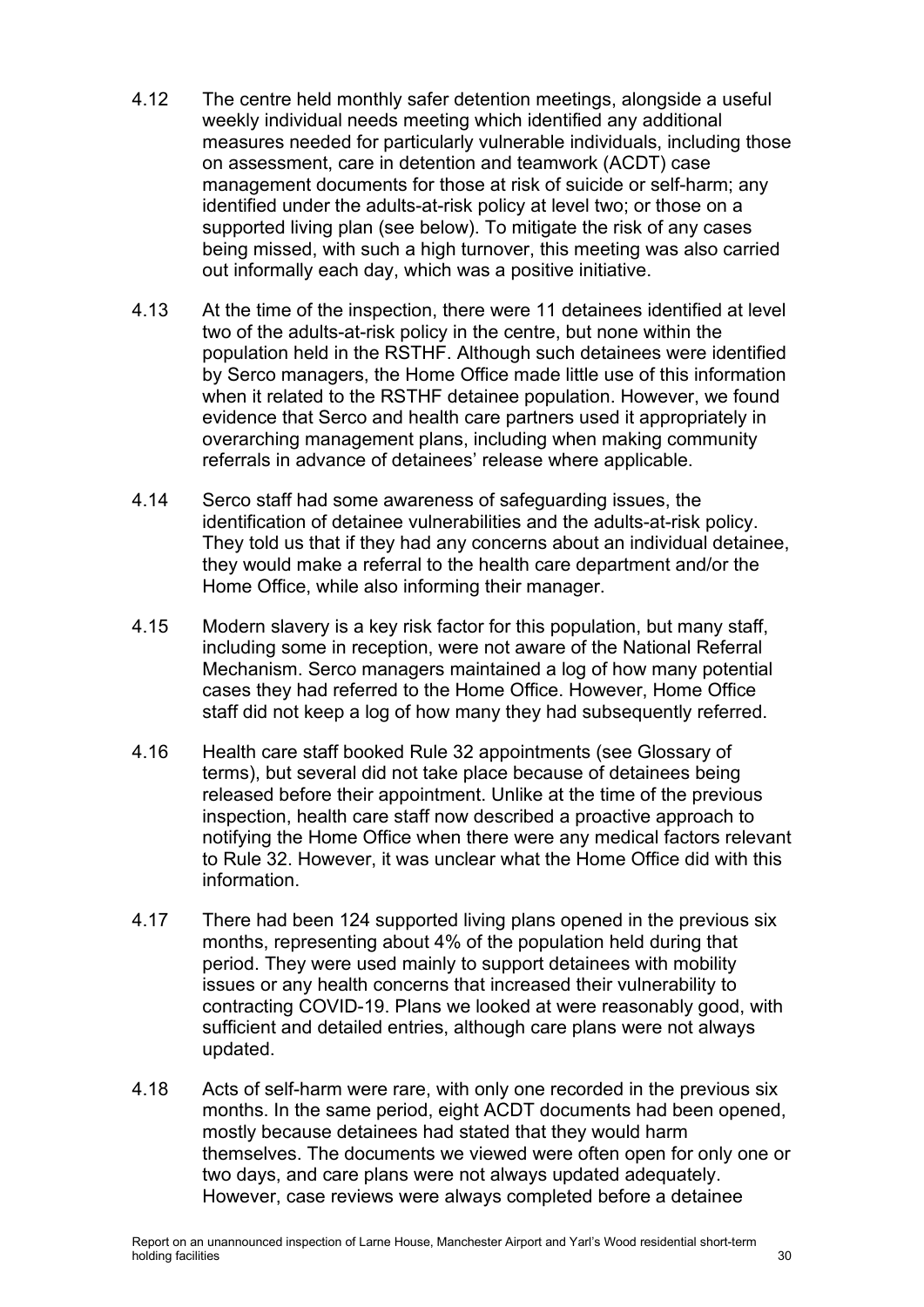4.12 The centre held monthly safer detention meetings, alongside a useful weekly individual needs meeting which identified any additional measures needed for particularly vulnerable individuals, including those on assessment, care in detention and teamwork (ACDT) case management documents for those at risk of suicide or self-harm; any identified under the adults-at-risk policy at level two; or those on a supported living plan (see below). To mitigate the risk of any cases being missed, with such a high turnover, this meeting was also carried out informally each day, which was a positive initiative.

4.13 At the time of the inspection, there were 11 detainees identified at level two of the adults-at-risk policy in the centre, but none within the population held in the RSTHF. Although such detainees were identified by Serco managers, the Home Office made little use of this information when it related to the RSTHF detainee population. However, we found evidence that Serco and health care partners used it appropriately in overarching management plans, including when making community referrals in advance of detainees' release where applicable.

4.14 Serco staff had some awareness of safeguarding issues, the identification of detainee vulnerabilities and the adults-at-risk policy. They told us that if they had any concerns about an individual detainee, they would make a referral to the health care department and/or the Home Office, while also informing their manager.

4.15 Modern slavery is a key risk factor for this population, but many staff, including some in reception, were not aware of the National Referral Mechanism. Serco managers maintained a log of how many potential cases they had referred to the Home Office. However, Home Office staff did not keep a log of how many they had subsequently referred.

4.16 Health care staff booked Rule 32 appointments (see Glossary of terms), but several did not take place because of detainees being released before their appointment. Unlike at the time of the previous inspection, health care staff now described a proactive approach to notifying the Home Office when there were any medical factors relevant to Rule 32. However, it was unclear what the Home Office did with this information.

4.17 There had been 124 supported living plans opened in the previous six months, representing about 4% of the population held during that period. They were used mainly to support detainees with mobility issues or any health concerns that increased their vulnerability to contracting COVID-19. Plans we looked at were reasonably good, with sufficient and detailed entries, although care plans were not always updated.

4.18 Acts of self-harm were rare, with only one recorded in the previous six months. In the same period, eight ACDT documents had been opened, mostly because detainees had stated that they would harm themselves. The documents we viewed were often open for only one or two days, and care plans were not always updated adequately. However, case reviews were always completed before a detainee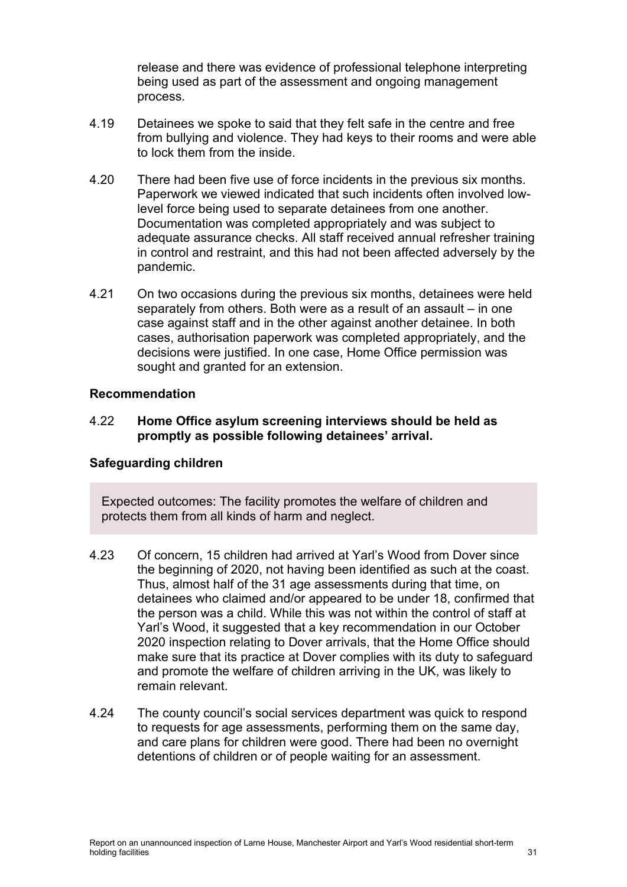release and there was evidence of professional telephone interpreting being used as part of the assessment and ongoing management process.

4.19 Detainees we spoke to said that they felt safe in the centre and free from bullying and violence. They had keys to their rooms and were able to lock them from the inside.

4.20 There had been five use of force incidents in the previous six months. Paperwork we viewed indicated that such incidents often involved low-level force being used to separate detainees from one another. Documentation was completed appropriately and was subject to adequate assurance checks. All staff received annual refresher training in control and restraint, and this had not been affected adversely by the pandemic.

4.21 On two occasions during the previous six months, detainees were held separately from others. Both were as a result of an assault – in one case against staff and in the other against another detainee. In both cases, authorisation paperwork was completed appropriately, and the decisions were justified. In one case, Home Office permission was sought and granted for an extension.

### Recommendation

4.22 **Home Office asylum screening interviews should be held as promptly as possible following detainees' arrival.**

### Safeguarding children

> Expected outcomes: The facility promotes the welfare of children and protects them from all kinds of harm and neglect.

4.23 Of concern, 15 children had arrived at Yarl's Wood from Dover since the beginning of 2020, not having been identified as such at the coast. Thus, almost half of the 31 age assessments during that time, on detainees who claimed and/or appeared to be under 18, confirmed that the person was a child. While this was not within the control of staff at Yarl's Wood, it suggested that a key recommendation in our October 2020 inspection relating to Dover arrivals, that the Home Office should make sure that its practice at Dover complies with its duty to safeguard and promote the welfare of children arriving in the UK, was likely to remain relevant.

4.24 The county council's social services department was quick to respond to requests for age assessments, performing them on the same day, and care plans for children were good. There had been no overnight detentions of children or of people waiting for an assessment.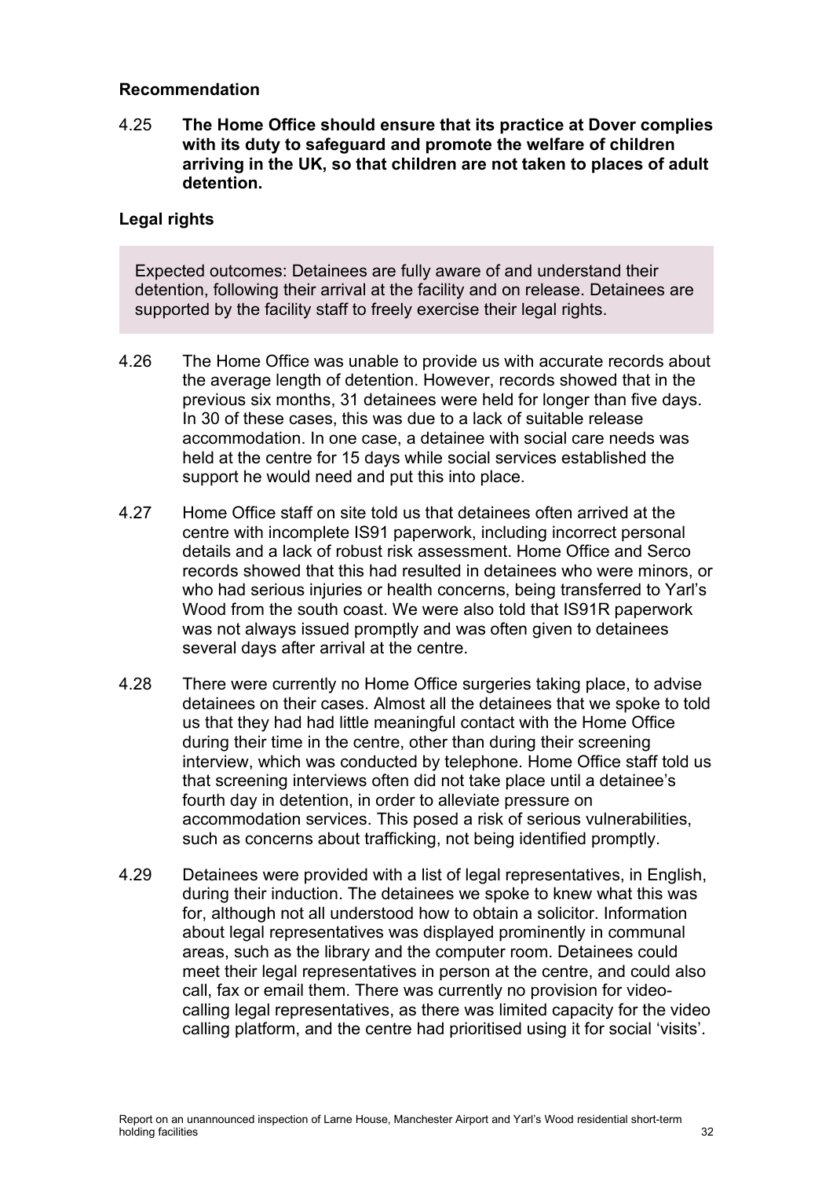**Recommendation**

4.25 **The Home Office should ensure that its practice at Dover complies with its duty to safeguard and promote the welfare of children arriving in the UK, so that children are not taken to places of adult detention.**

**Legal rights**

> Expected outcomes: Detainees are fully aware of and understand their detention, following their arrival at the facility and on release. Detainees are supported by the facility staff to freely exercise their legal rights.

4.26 The Home Office was unable to provide us with accurate records about the average length of detention. However, records showed that in the previous six months, 31 detainees were held for longer than five days. In 30 of these cases, this was due to a lack of suitable release accommodation. In one case, a detainee with social care needs was held at the centre for 15 days while social services established the support he would need and put this into place.

4.27 Home Office staff on site told us that detainees often arrived at the centre with incomplete IS91 paperwork, including incorrect personal details and a lack of robust risk assessment. Home Office and Serco records showed that this had resulted in detainees who were minors, or who had serious injuries or health concerns, being transferred to Yarl's Wood from the south coast. We were also told that IS91R paperwork was not always issued promptly and was often given to detainees several days after arrival at the centre.

4.28 There were currently no Home Office surgeries taking place, to advise detainees on their cases. Almost all the detainees that we spoke to told us that they had had little meaningful contact with the Home Office during their time in the centre, other than during their screening interview, which was conducted by telephone. Home Office staff told us that screening interviews often did not take place until a detainee's fourth day in detention, in order to alleviate pressure on accommodation services. This posed a risk of serious vulnerabilities, such as concerns about trafficking, not being identified promptly.

4.29 Detainees were provided with a list of legal representatives, in English, during their induction. The detainees we spoke to knew what this was for, although not all understood how to obtain a solicitor. Information about legal representatives was displayed prominently in communal areas, such as the library and the computer room. Detainees could meet their legal representatives in person at the centre, and could also call, fax or email them. There was currently no provision for video-calling legal representatives, as there was limited capacity for the video calling platform, and the centre had prioritised using it for social 'visits'.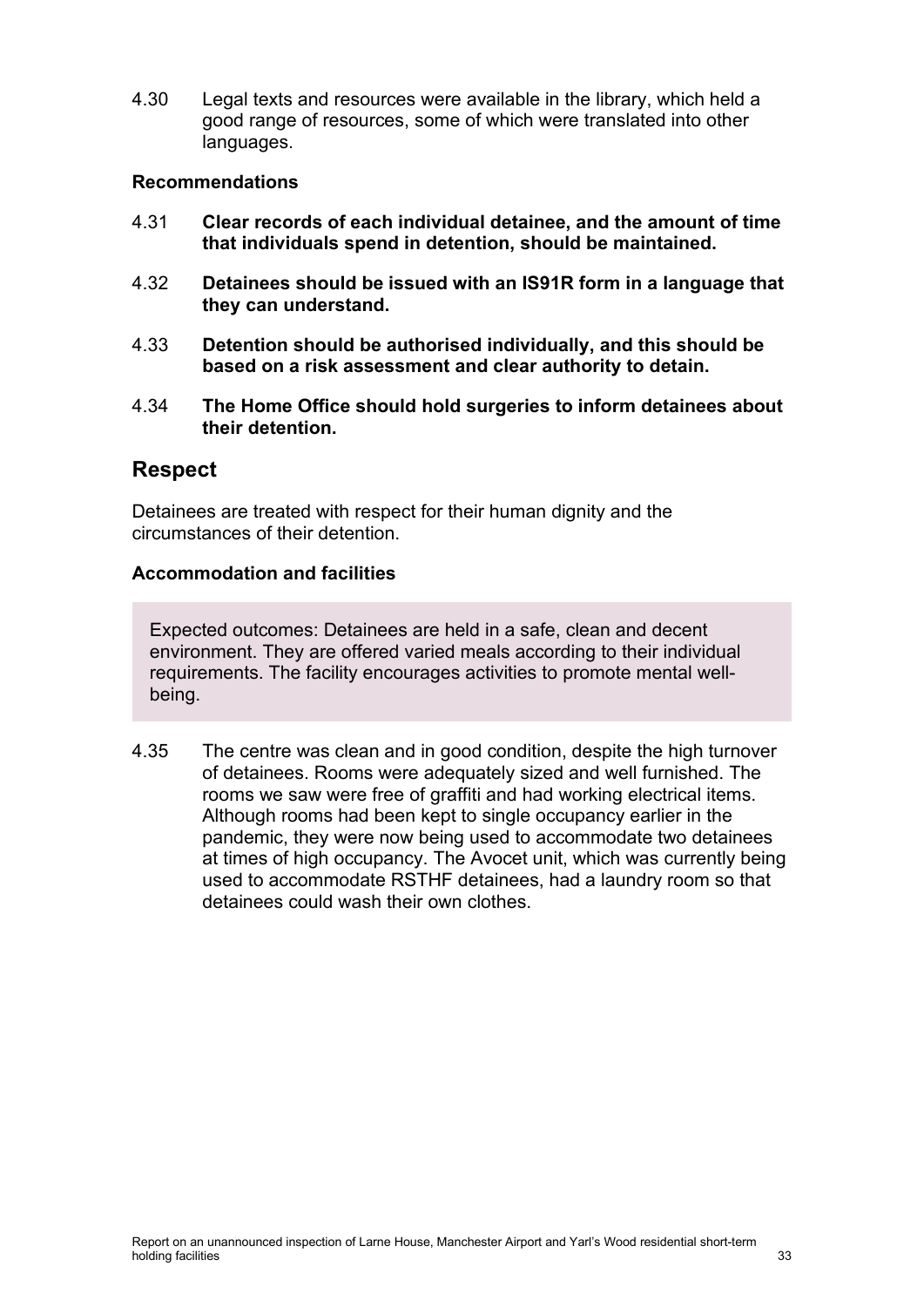4.30 Legal texts and resources were available in the library, which held a good range of resources, some of which were translated into other languages.

### Recommendations

4.31 **Clear records of each individual detainee, and the amount of time that individuals spend in detention, should be maintained.**

4.32 **Detainees should be issued with an IS91R form in a language that they can understand.**

4.33 **Detention should be authorised individually, and this should be based on a risk assessment and clear authority to detain.**

4.34 **The Home Office should hold surgeries to inform detainees about their detention.**

## Respect

Detainees are treated with respect for their human dignity and the circumstances of their detention.

### Accommodation and facilities

> Expected outcomes: Detainees are held in a safe, clean and decent environment. They are offered varied meals according to their individual requirements. The facility encourages activities to promote mental well-being.

4.35 The centre was clean and in good condition, despite the high turnover of detainees. Rooms were adequately sized and well furnished. The rooms we saw were free of graffiti and had working electrical items. Although rooms had been kept to single occupancy earlier in the pandemic, they were now being used to accommodate two detainees at times of high occupancy. The Avocet unit, which was currently being used to accommodate RSTHF detainees, had a laundry room so that detainees could wash their own clothes.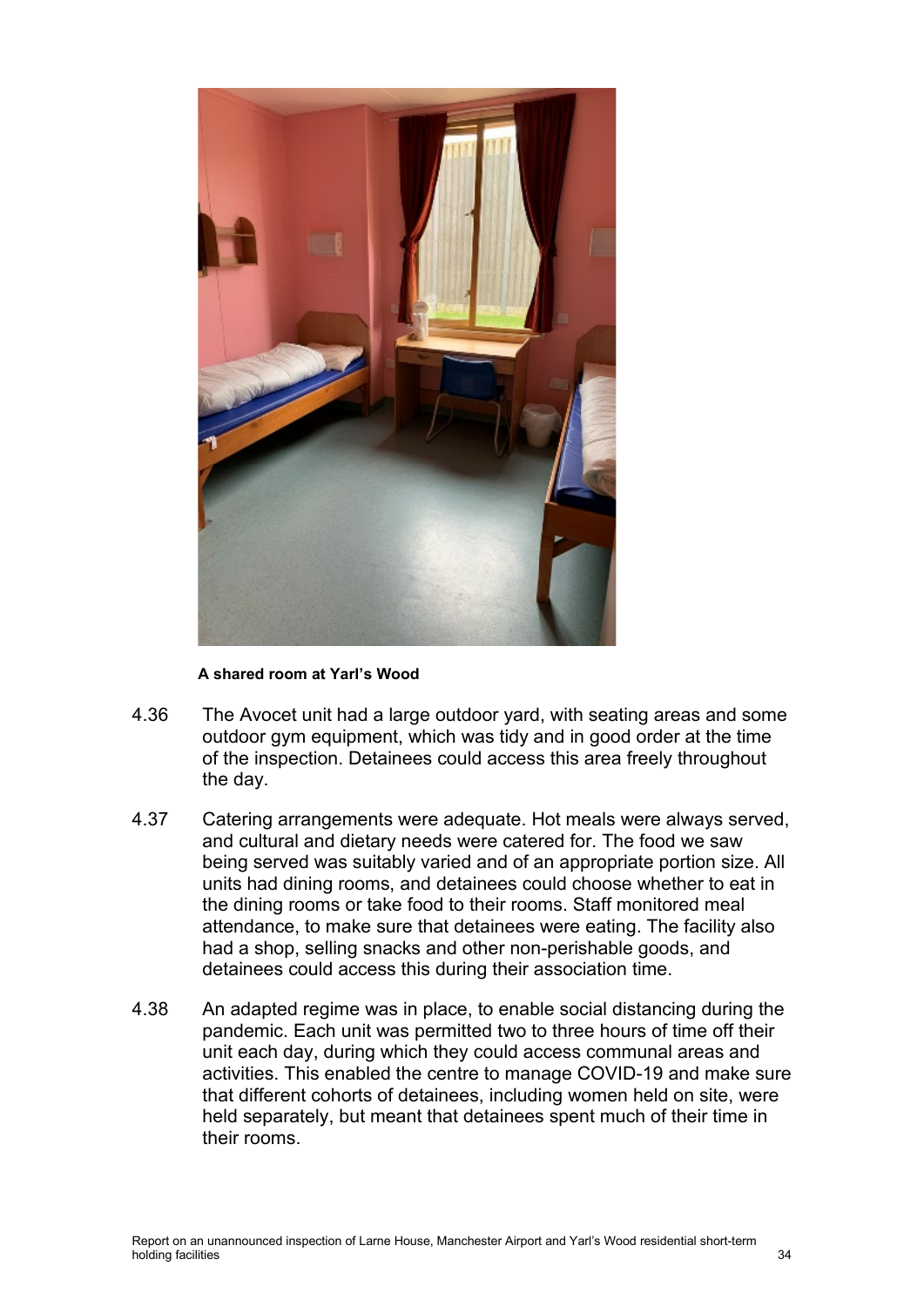**A shared room at Yarl's Wood**

4.36 The Avocet unit had a large outdoor yard, with seating areas and some outdoor gym equipment, which was tidy and in good order at the time of the inspection. Detainees could access this area freely throughout the day.

4.37 Catering arrangements were adequate. Hot meals were always served, and cultural and dietary needs were catered for. The food we saw being served was suitably varied and of an appropriate portion size. All units had dining rooms, and detainees could choose whether to eat in the dining rooms or take food to their rooms. Staff monitored meal attendance, to make sure that detainees were eating. The facility also had a shop, selling snacks and other non-perishable goods, and detainees could access this during their association time.

4.38 An adapted regime was in place, to enable social distancing during the pandemic. Each unit was permitted two to three hours of time off their unit each day, during which they could access communal areas and activities. This enabled the centre to manage COVID-19 and make sure that different cohorts of detainees, including women held on site, were held separately, but meant that detainees spent much of their time in their rooms.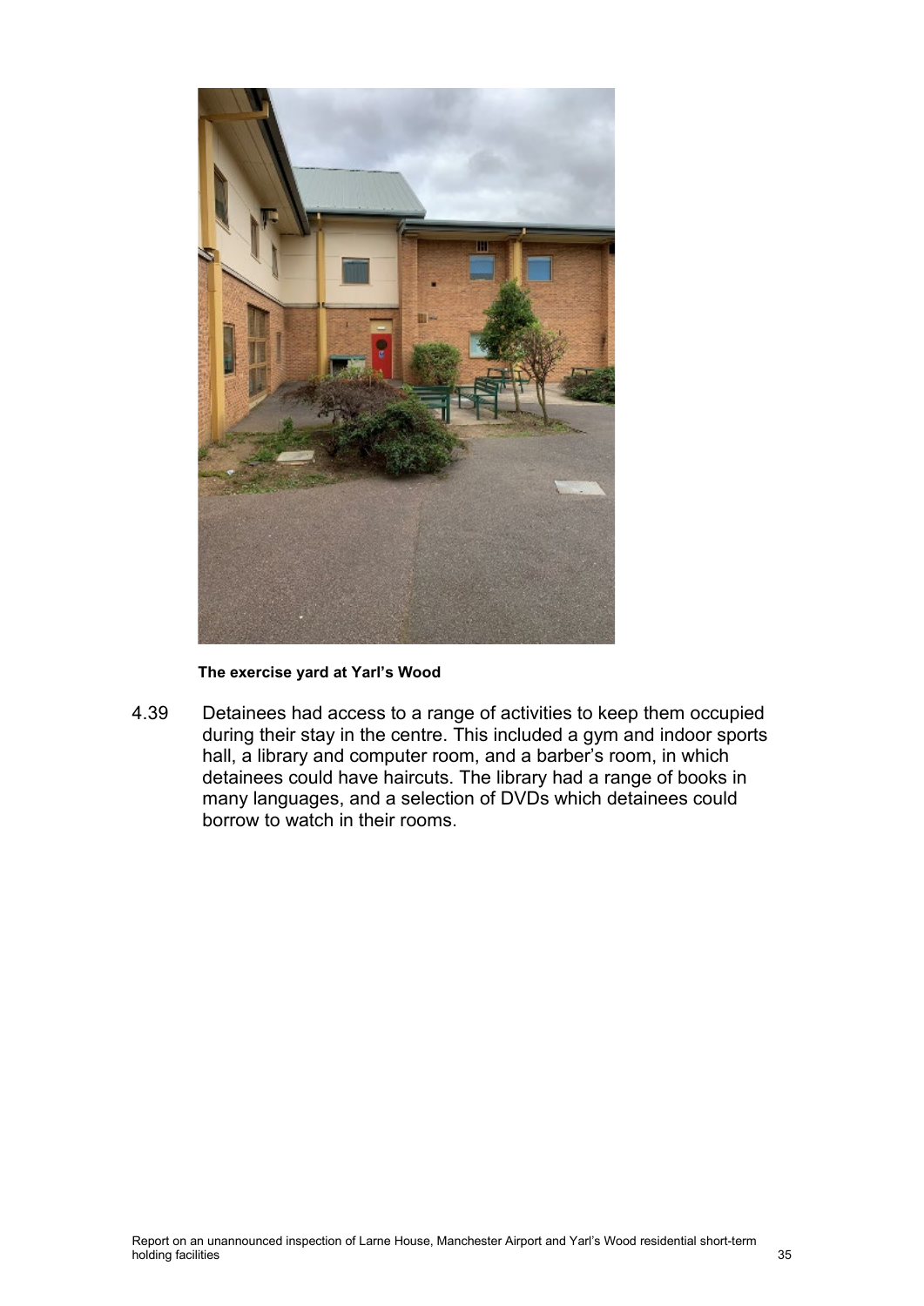**The exercise yard at Yarl's Wood**

4.39 Detainees had access to a range of activities to keep them occupied during their stay in the centre. This included a gym and indoor sports hall, a library and computer room, and a barber's room, in which detainees could have haircuts. The library had a range of books in many languages, and a selection of DVDs which detainees could borrow to watch in their rooms.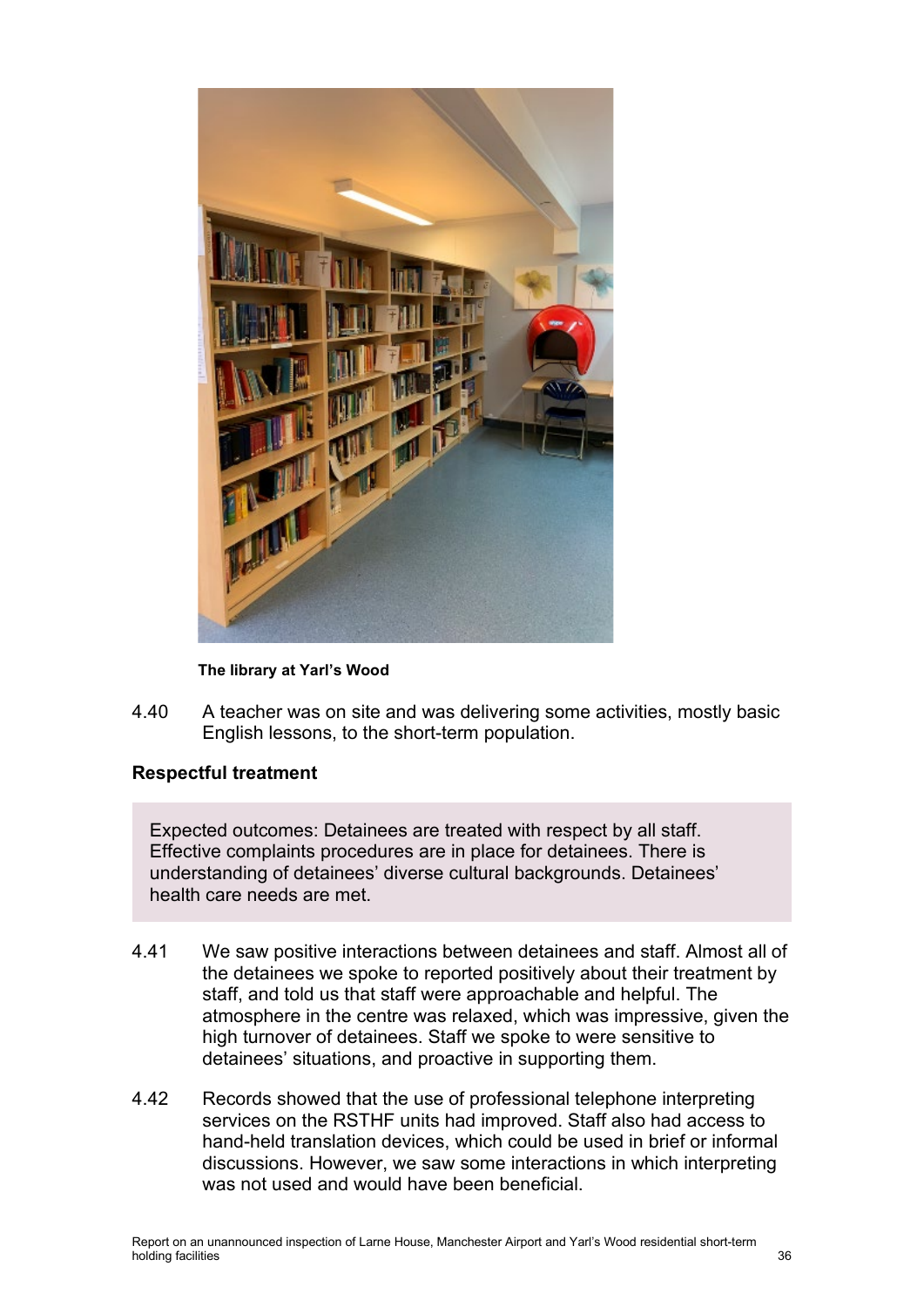**The library at Yarl's Wood**

4.40 A teacher was on site and was delivering some activities, mostly basic English lessons, to the short-term population.

### Respectful treatment

> Expected outcomes: Detainees are treated with respect by all staff. Effective complaints procedures are in place for detainees. There is understanding of detainees' diverse cultural backgrounds. Detainees' health care needs are met.

4.41 We saw positive interactions between detainees and staff. Almost all of the detainees we spoke to reported positively about their treatment by staff, and told us that staff were approachable and helpful. The atmosphere in the centre was relaxed, which was impressive, given the high turnover of detainees. Staff we spoke to were sensitive to detainees' situations, and proactive in supporting them.

4.42 Records showed that the use of professional telephone interpreting services on the RSTHF units had improved. Staff also had access to hand-held translation devices, which could be used in brief or informal discussions. However, we saw some interactions in which interpreting was not used and would have been beneficial.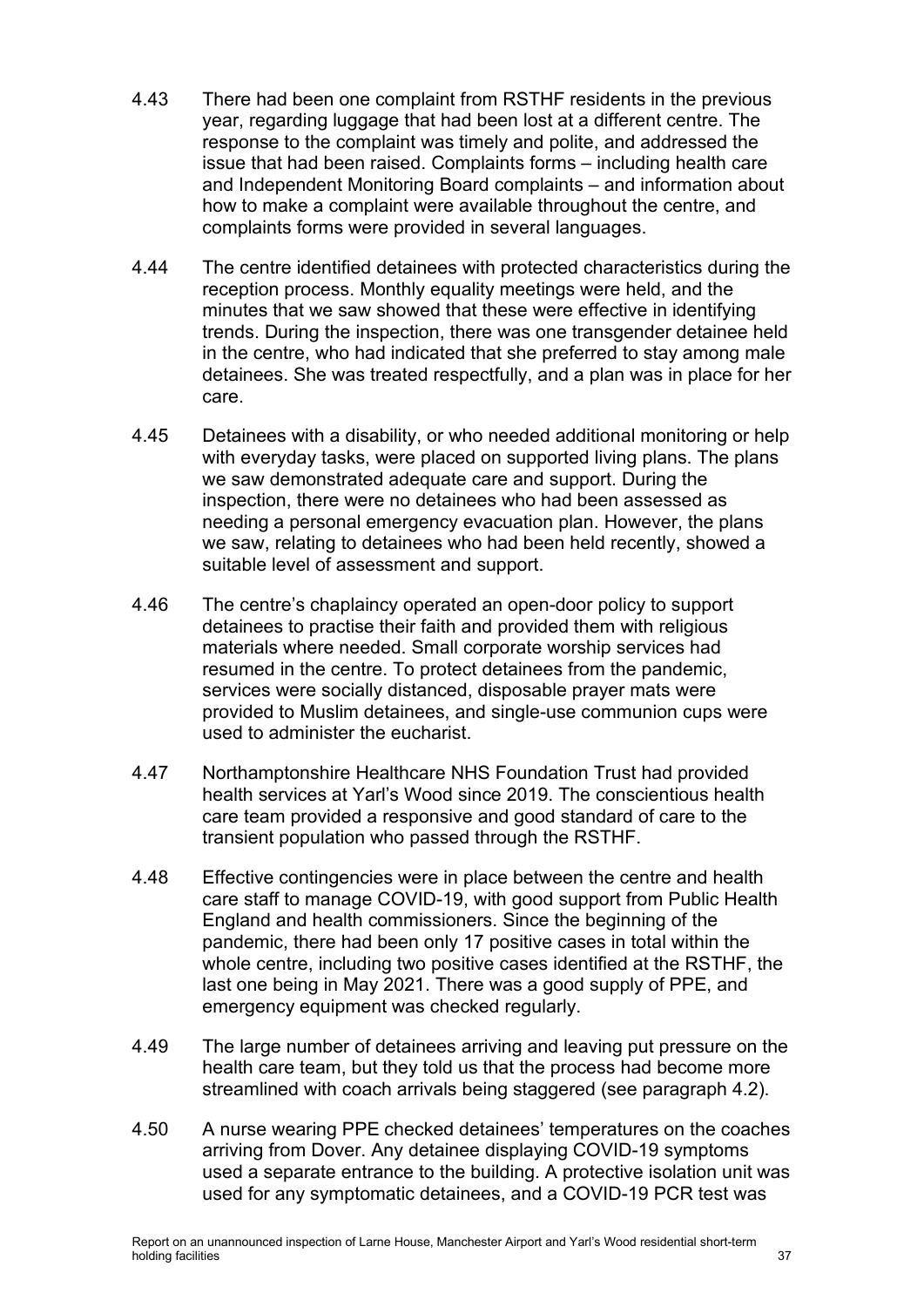4.43 There had been one complaint from RSTHF residents in the previous year, regarding luggage that had been lost at a different centre. The response to the complaint was timely and polite, and addressed the issue that had been raised. Complaints forms – including health care and Independent Monitoring Board complaints – and information about how to make a complaint were available throughout the centre, and complaints forms were provided in several languages.

4.44 The centre identified detainees with protected characteristics during the reception process. Monthly equality meetings were held, and the minutes that we saw showed that these were effective in identifying trends. During the inspection, there was one transgender detainee held in the centre, who had indicated that she preferred to stay among male detainees. She was treated respectfully, and a plan was in place for her care.

4.45 Detainees with a disability, or who needed additional monitoring or help with everyday tasks, were placed on supported living plans. The plans we saw demonstrated adequate care and support. During the inspection, there were no detainees who had been assessed as needing a personal emergency evacuation plan. However, the plans we saw, relating to detainees who had been held recently, showed a suitable level of assessment and support.

4.46 The centre's chaplaincy operated an open-door policy to support detainees to practise their faith and provided them with religious materials where needed. Small corporate worship services had resumed in the centre. To protect detainees from the pandemic, services were socially distanced, disposable prayer mats were provided to Muslim detainees, and single-use communion cups were used to administer the eucharist.

4.47 Northamptonshire Healthcare NHS Foundation Trust had provided health services at Yarl's Wood since 2019. The conscientious health care team provided a responsive and good standard of care to the transient population who passed through the RSTHF.

4.48 Effective contingencies were in place between the centre and health care staff to manage COVID-19, with good support from Public Health England and health commissioners. Since the beginning of the pandemic, there had been only 17 positive cases in total within the whole centre, including two positive cases identified at the RSTHF, the last one being in May 2021. There was a good supply of PPE, and emergency equipment was checked regularly.

4.49 The large number of detainees arriving and leaving put pressure on the health care team, but they told us that the process had become more streamlined with coach arrivals being staggered (see paragraph 4.2).

4.50 A nurse wearing PPE checked detainees' temperatures on the coaches arriving from Dover. Any detainee displaying COVID-19 symptoms used a separate entrance to the building. A protective isolation unit was used for any symptomatic detainees, and a COVID-19 PCR test was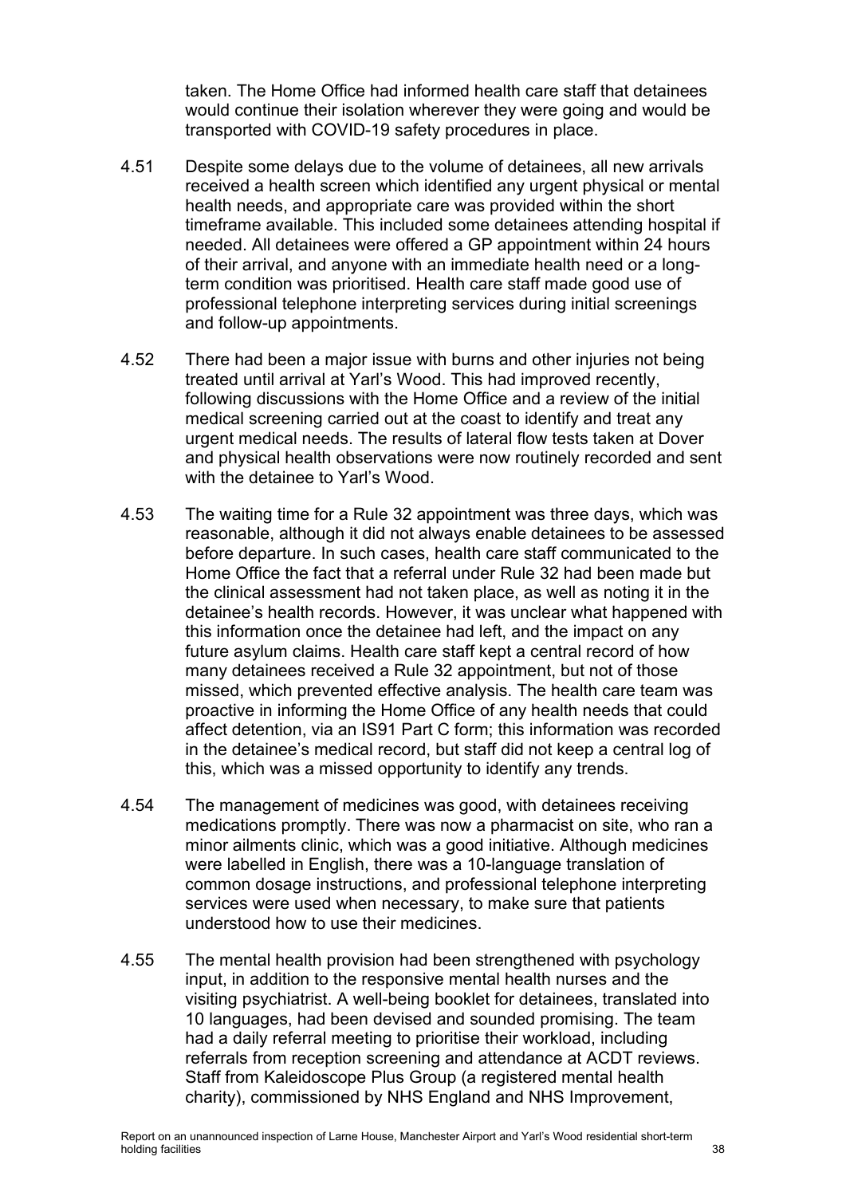taken. The Home Office had informed health care staff that detainees would continue their isolation wherever they were going and would be transported with COVID-19 safety procedures in place.

4.51 Despite some delays due to the volume of detainees, all new arrivals received a health screen which identified any urgent physical or mental health needs, and appropriate care was provided within the short timeframe available. This included some detainees attending hospital if needed. All detainees were offered a GP appointment within 24 hours of their arrival, and anyone with an immediate health need or a long-term condition was prioritised. Health care staff made good use of professional telephone interpreting services during initial screenings and follow-up appointments.

4.52 There had been a major issue with burns and other injuries not being treated until arrival at Yarl's Wood. This had improved recently, following discussions with the Home Office and a review of the initial medical screening carried out at the coast to identify and treat any urgent medical needs. The results of lateral flow tests taken at Dover and physical health observations were now routinely recorded and sent with the detainee to Yarl's Wood.

4.53 The waiting time for a Rule 32 appointment was three days, which was reasonable, although it did not always enable detainees to be assessed before departure. In such cases, health care staff communicated to the Home Office the fact that a referral under Rule 32 had been made but the clinical assessment had not taken place, as well as noting it in the detainee's health records. However, it was unclear what happened with this information once the detainee had left, and the impact on any future asylum claims. Health care staff kept a central record of how many detainees received a Rule 32 appointment, but not of those missed, which prevented effective analysis. The health care team was proactive in informing the Home Office of any health needs that could affect detention, via an IS91 Part C form; this information was recorded in the detainee's medical record, but staff did not keep a central log of this, which was a missed opportunity to identify any trends.

4.54 The management of medicines was good, with detainees receiving medications promptly. There was now a pharmacist on site, who ran a minor ailments clinic, which was a good initiative. Although medicines were labelled in English, there was a 10-language translation of common dosage instructions, and professional telephone interpreting services were used when necessary, to make sure that patients understood how to use their medicines.

4.55 The mental health provision had been strengthened with psychology input, in addition to the responsive mental health nurses and the visiting psychiatrist. A well-being booklet for detainees, translated into 10 languages, had been devised and sounded promising. The team had a daily referral meeting to prioritise their workload, including referrals from reception screening and attendance at ACDT reviews. Staff from Kaleidoscope Plus Group (a registered mental health charity), commissioned by NHS England and NHS Improvement,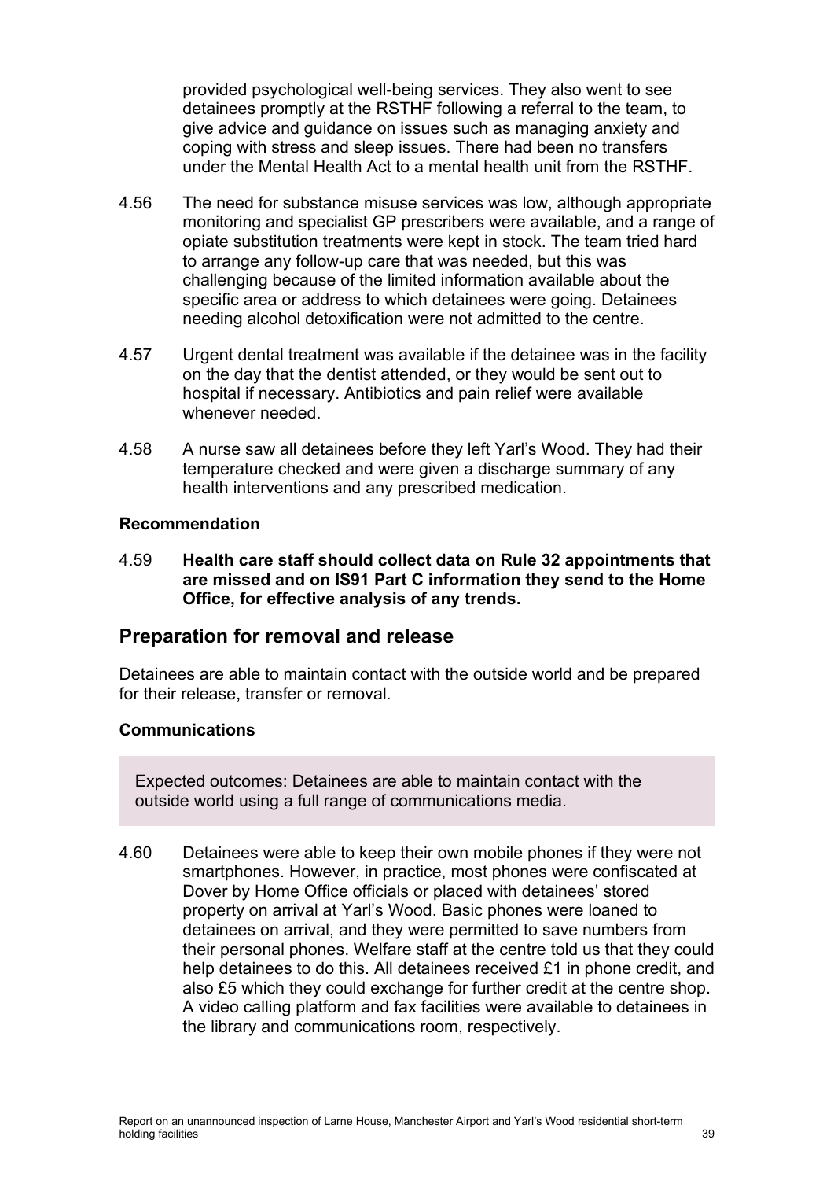provided psychological well-being services. They also went to see detainees promptly at the RSTHF following a referral to the team, to give advice and guidance on issues such as managing anxiety and coping with stress and sleep issues. There had been no transfers under the Mental Health Act to a mental health unit from the RSTHF.

4.56 The need for substance misuse services was low, although appropriate monitoring and specialist GP prescribers were available, and a range of opiate substitution treatments were kept in stock. The team tried hard to arrange any follow-up care that was needed, but this was challenging because of the limited information available about the specific area or address to which detainees were going. Detainees needing alcohol detoxification were not admitted to the centre.

4.57 Urgent dental treatment was available if the detainee was in the facility on the day that the dentist attended, or they would be sent out to hospital if necessary. Antibiotics and pain relief were available whenever needed.

4.58 A nurse saw all detainees before they left Yarl's Wood. They had their temperature checked and were given a discharge summary of any health interventions and any prescribed medication.

#### Recommendation

4.59 **Health care staff should collect data on Rule 32 appointments that are missed and on IS91 Part C information they send to the Home Office, for effective analysis of any trends.**

## Preparation for removal and release

Detainees are able to maintain contact with the outside world and be prepared for their release, transfer or removal.

### Communications

> Expected outcomes: Detainees are able to maintain contact with the outside world using a full range of communications media.

4.60 Detainees were able to keep their own mobile phones if they were not smartphones. However, in practice, most phones were confiscated at Dover by Home Office officials or placed with detainees' stored property on arrival at Yarl's Wood. Basic phones were loaned to detainees on arrival, and they were permitted to save numbers from their personal phones. Welfare staff at the centre told us that they could help detainees to do this. All detainees received £1 in phone credit, and also £5 which they could exchange for further credit at the centre shop. A video calling platform and fax facilities were available to detainees in the library and communications room, respectively.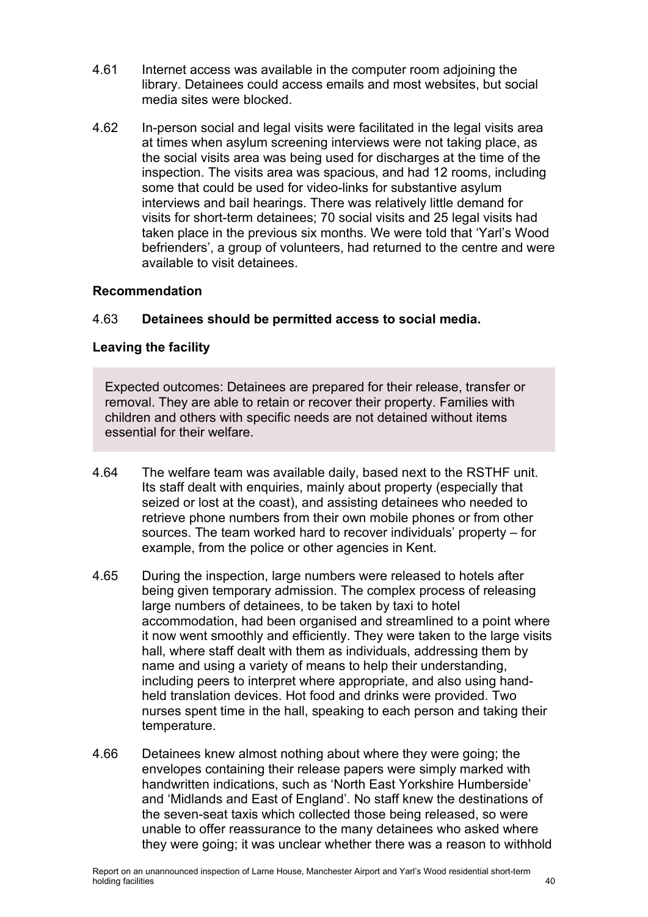4.61 Internet access was available in the computer room adjoining the library. Detainees could access emails and most websites, but social media sites were blocked.

4.62 In-person social and legal visits were facilitated in the legal visits area at times when asylum screening interviews were not taking place, as the social visits area was being used for discharges at the time of the inspection. The visits area was spacious, and had 12 rooms, including some that could be used for video-links for substantive asylum interviews and bail hearings. There was relatively little demand for visits for short-term detainees; 70 social visits and 25 legal visits had taken place in the previous six months. We were told that 'Yarl's Wood befrienders', a group of volunteers, had returned to the centre and were available to visit detainees.

**Recommendation**

4.63 **Detainees should be permitted access to social media.**

**Leaving the facility**

> Expected outcomes: Detainees are prepared for their release, transfer or removal. They are able to retain or recover their property. Families with children and others with specific needs are not detained without items essential for their welfare.

4.64 The welfare team was available daily, based next to the RSTHF unit. Its staff dealt with enquiries, mainly about property (especially that seized or lost at the coast), and assisting detainees who needed to retrieve phone numbers from their own mobile phones or from other sources. The team worked hard to recover individuals' property – for example, from the police or other agencies in Kent.

4.65 During the inspection, large numbers were released to hotels after being given temporary admission. The complex process of releasing large numbers of detainees, to be taken by taxi to hotel accommodation, had been organised and streamlined to a point where it now went smoothly and efficiently. They were taken to the large visits hall, where staff dealt with them as individuals, addressing them by name and using a variety of means to help their understanding, including peers to interpret where appropriate, and also using hand-held translation devices. Hot food and drinks were provided. Two nurses spent time in the hall, speaking to each person and taking their temperature.

4.66 Detainees knew almost nothing about where they were going; the envelopes containing their release papers were simply marked with handwritten indications, such as 'North East Yorkshire Humberside' and 'Midlands and East of England'. No staff knew the destinations of the seven-seat taxis which collected those being released, so were unable to offer reassurance to the many detainees who asked where they were going; it was unclear whether there was a reason to withhold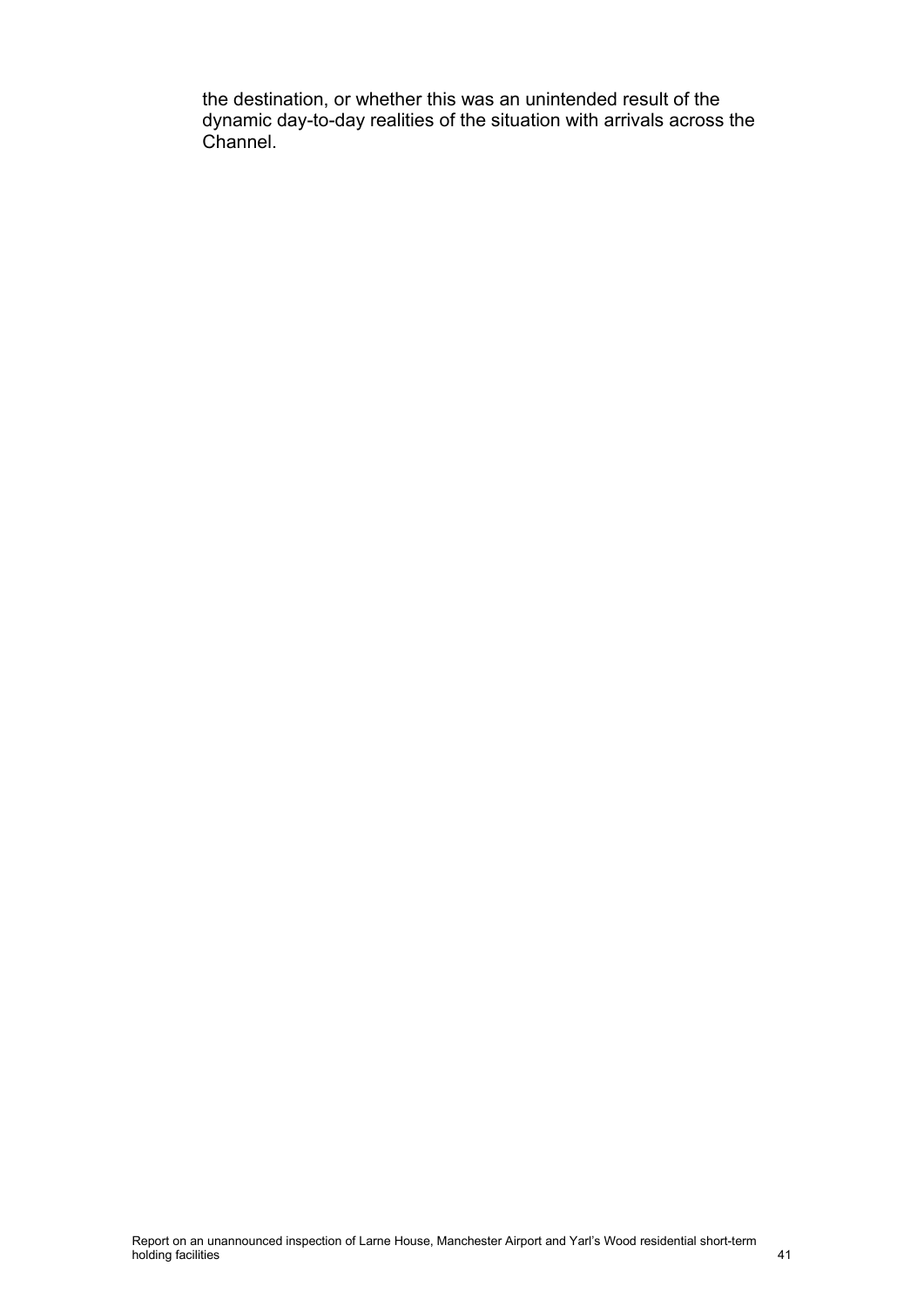the destination, or whether this was an unintended result of the dynamic day-to-day realities of the situation with arrivals across the Channel.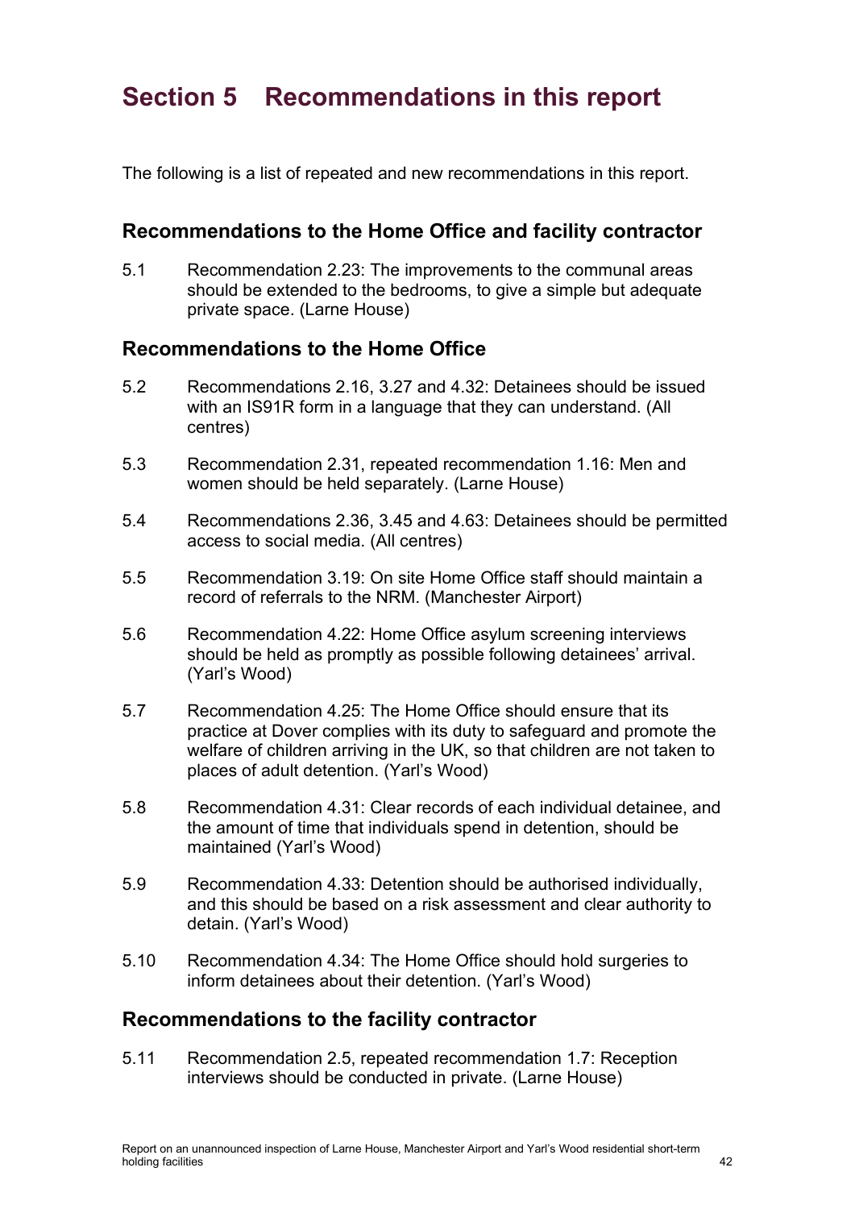# Section 5 Recommendations in this report

The following is a list of repeated and new recommendations in this report.

## Recommendations to the Home Office and facility contractor

5.1 Recommendation 2.23: The improvements to the communal areas should be extended to the bedrooms, to give a simple but adequate private space. (Larne House)

## Recommendations to the Home Office

5.2 Recommendations 2.16, 3.27 and 4.32: Detainees should be issued with an IS91R form in a language that they can understand. (All centres)

5.3 Recommendation 2.31, repeated recommendation 1.16: Men and women should be held separately. (Larne House)

5.4 Recommendations 2.36, 3.45 and 4.63: Detainees should be permitted access to social media. (All centres)

5.5 Recommendation 3.19: On site Home Office staff should maintain a record of referrals to the NRM. (Manchester Airport)

5.6 Recommendation 4.22: Home Office asylum screening interviews should be held as promptly as possible following detainees' arrival. (Yarl's Wood)

5.7 Recommendation 4.25: The Home Office should ensure that its practice at Dover complies with its duty to safeguard and promote the welfare of children arriving in the UK, so that children are not taken to places of adult detention. (Yarl's Wood)

5.8 Recommendation 4.31: Clear records of each individual detainee, and the amount of time that individuals spend in detention, should be maintained (Yarl's Wood)

5.9 Recommendation 4.33: Detention should be authorised individually, and this should be based on a risk assessment and clear authority to detain. (Yarl's Wood)

5.10 Recommendation 4.34: The Home Office should hold surgeries to inform detainees about their detention. (Yarl's Wood)

## Recommendations to the facility contractor

5.11 Recommendation 2.5, repeated recommendation 1.7: Reception interviews should be conducted in private. (Larne House)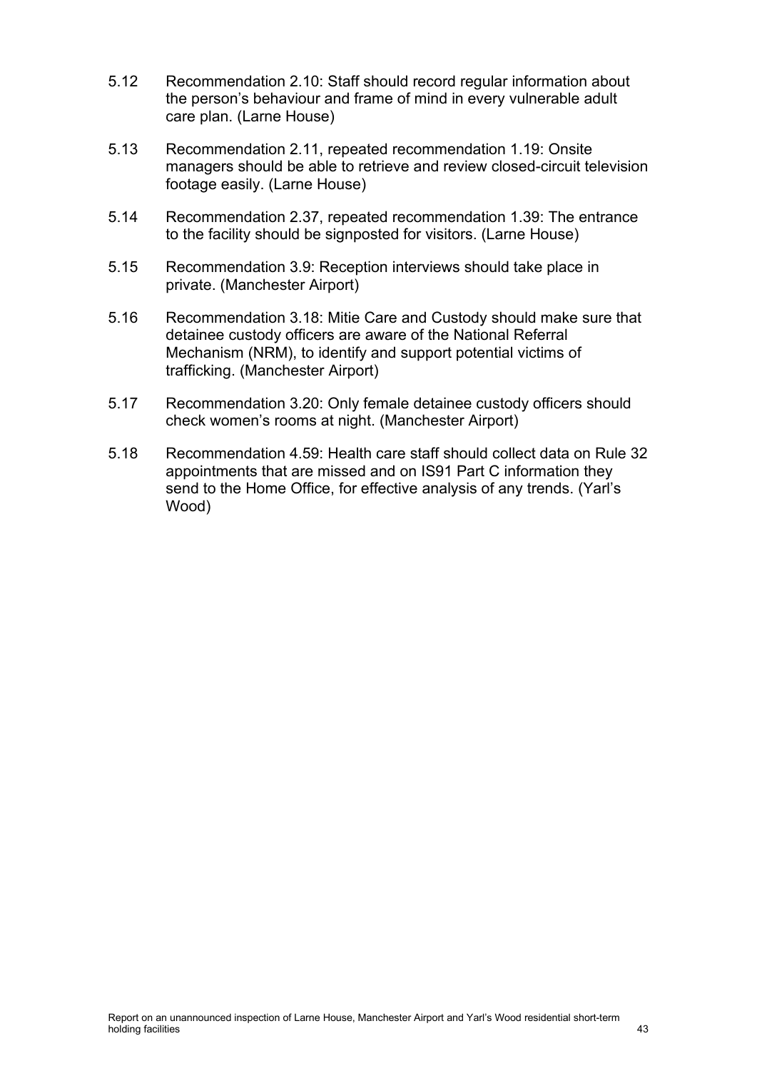5.12 Recommendation 2.10: Staff should record regular information about the person's behaviour and frame of mind in every vulnerable adult care plan. (Larne House)

5.13 Recommendation 2.11, repeated recommendation 1.19: Onsite managers should be able to retrieve and review closed-circuit television footage easily. (Larne House)

5.14 Recommendation 2.37, repeated recommendation 1.39: The entrance to the facility should be signposted for visitors. (Larne House)

5.15 Recommendation 3.9: Reception interviews should take place in private. (Manchester Airport)

5.16 Recommendation 3.18: Mitie Care and Custody should make sure that detainee custody officers are aware of the National Referral Mechanism (NRM), to identify and support potential victims of trafficking. (Manchester Airport)

5.17 Recommendation 3.20: Only female detainee custody officers should check women's rooms at night. (Manchester Airport)

5.18 Recommendation 4.59: Health care staff should collect data on Rule 32 appointments that are missed and on IS91 Part C information they send to the Home Office, for effective analysis of any trends. (Yarl's Wood)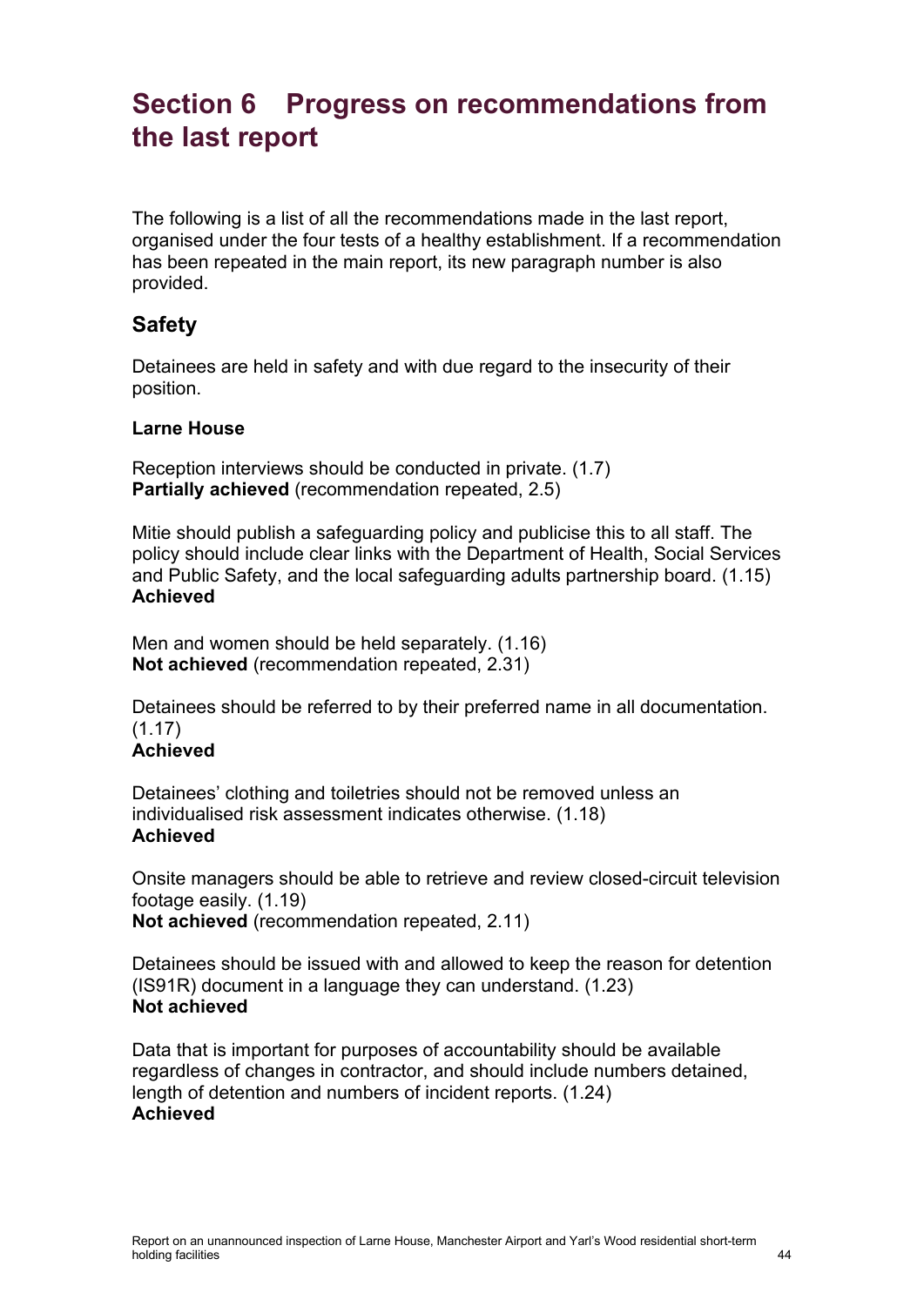# Section 6 Progress on recommendations from the last report

The following is a list of all the recommendations made in the last report, organised under the four tests of a healthy establishment. If a recommendation has been repeated in the main report, its new paragraph number is also provided.

## Safety

Detainees are held in safety and with due regard to the insecurity of their position.

### Larne House

Reception interviews should be conducted in private. (1.7)
**Partially achieved** (recommendation repeated, 2.5)

Mitie should publish a safeguarding policy and publicise this to all staff. The policy should include clear links with the Department of Health, Social Services and Public Safety, and the local safeguarding adults partnership board. (1.15)
**Achieved**

Men and women should be held separately. (1.16)
**Not achieved** (recommendation repeated, 2.31)

Detainees should be referred to by their preferred name in all documentation. (1.17)
**Achieved**

Detainees' clothing and toiletries should not be removed unless an individualised risk assessment indicates otherwise. (1.18)
**Achieved**

Onsite managers should be able to retrieve and review closed-circuit television footage easily. (1.19)
**Not achieved** (recommendation repeated, 2.11)

Detainees should be issued with and allowed to keep the reason for detention (IS91R) document in a language they can understand. (1.23)
**Not achieved**

Data that is important for purposes of accountability should be available regardless of changes in contractor, and should include numbers detained, length of detention and numbers of incident reports. (1.24)
**Achieved**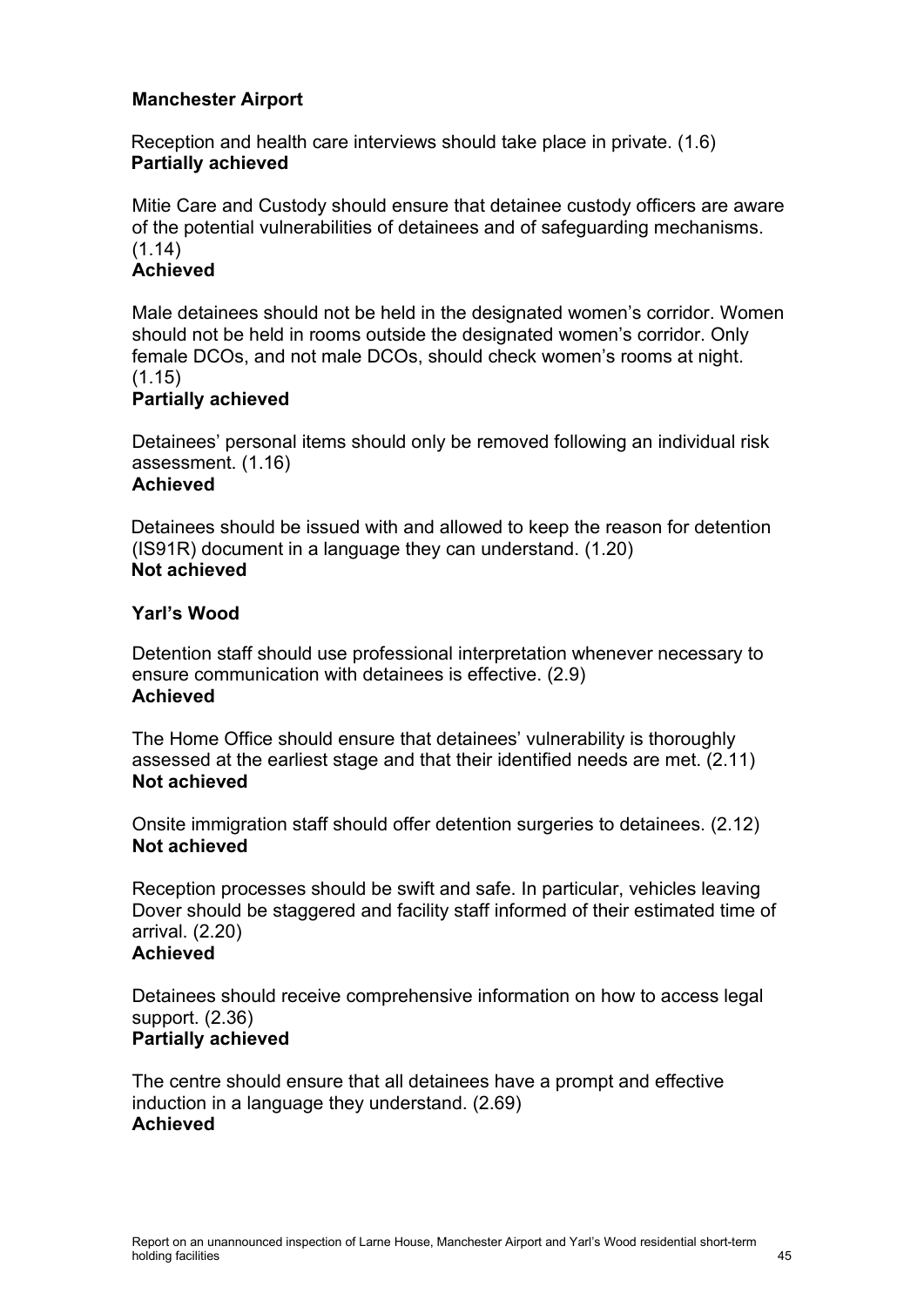**Manchester Airport**

Reception and health care interviews should take place in private. (1.6)
**Partially achieved**

Mitie Care and Custody should ensure that detainee custody officers are aware of the potential vulnerabilities of detainees and of safeguarding mechanisms. (1.14)
**Achieved**

Male detainees should not be held in the designated women's corridor. Women should not be held in rooms outside the designated women's corridor. Only female DCOs, and not male DCOs, should check women's rooms at night. (1.15)
**Partially achieved**

Detainees' personal items should only be removed following an individual risk assessment. (1.16)
**Achieved**

Detainees should be issued with and allowed to keep the reason for detention (IS91R) document in a language they can understand. (1.20)
**Not achieved**

**Yarl's Wood**

Detention staff should use professional interpretation whenever necessary to ensure communication with detainees is effective. (2.9)
**Achieved**

The Home Office should ensure that detainees' vulnerability is thoroughly assessed at the earliest stage and that their identified needs are met. (2.11)
**Not achieved**

Onsite immigration staff should offer detention surgeries to detainees. (2.12)
**Not achieved**

Reception processes should be swift and safe. In particular, vehicles leaving Dover should be staggered and facility staff informed of their estimated time of arrival. (2.20)
**Achieved**

Detainees should receive comprehensive information on how to access legal support. (2.36)
**Partially achieved**

The centre should ensure that all detainees have a prompt and effective induction in a language they understand. (2.69)
**Achieved**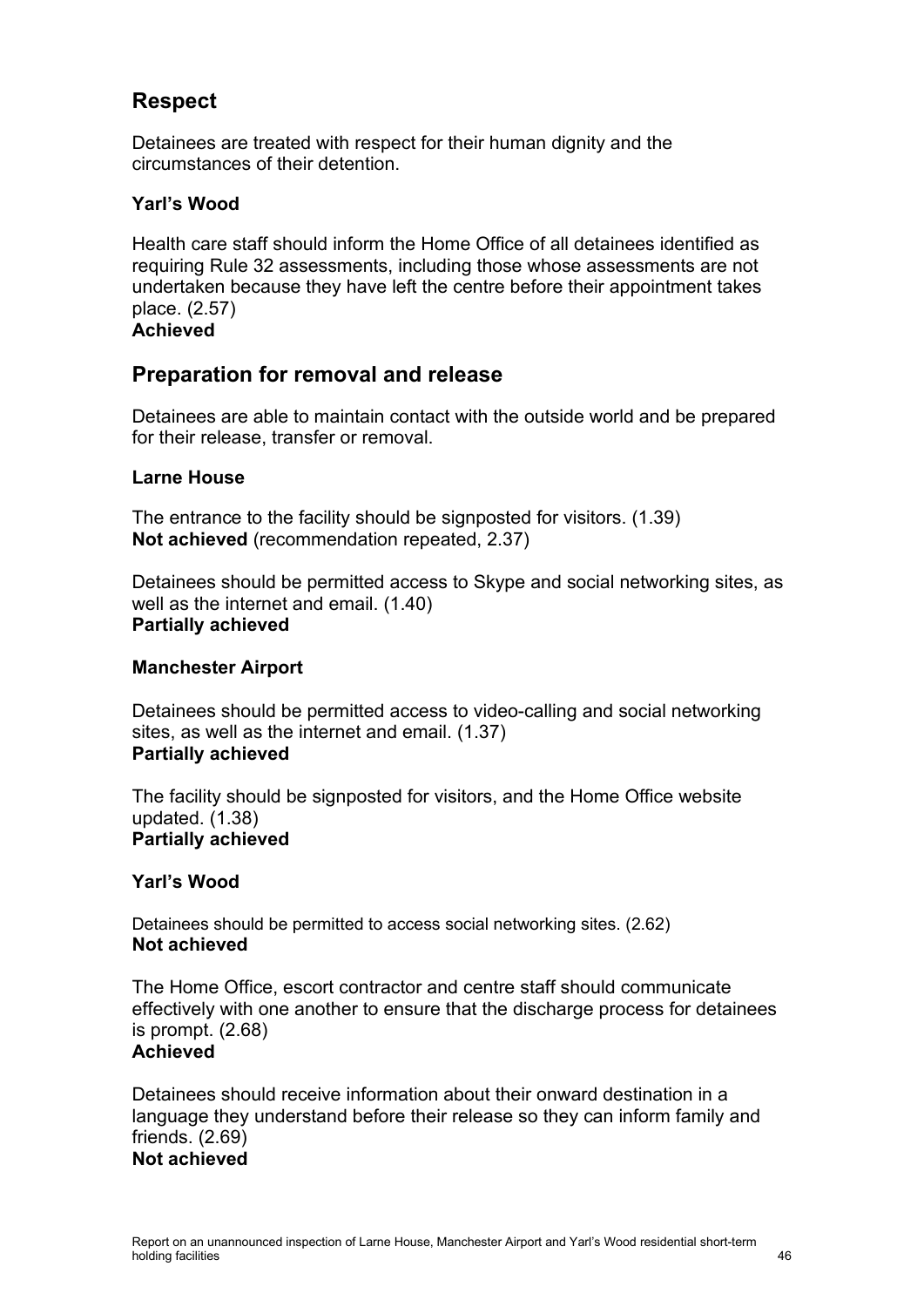## Respect

Detainees are treated with respect for their human dignity and the circumstances of their detention.

### Yarl's Wood

Health care staff should inform the Home Office of all detainees identified as requiring Rule 32 assessments, including those whose assessments are not undertaken because they have left the centre before their appointment takes place. (2.57)
**Achieved**

## Preparation for removal and release

Detainees are able to maintain contact with the outside world and be prepared for their release, transfer or removal.

### Larne House

The entrance to the facility should be signposted for visitors. (1.39)
**Not achieved** (recommendation repeated, 2.37)

Detainees should be permitted access to Skype and social networking sites, as well as the internet and email. (1.40)
**Partially achieved**

### Manchester Airport

Detainees should be permitted access to video-calling and social networking sites, as well as the internet and email. (1.37)
**Partially achieved**

The facility should be signposted for visitors, and the Home Office website updated. (1.38)
**Partially achieved**

### Yarl's Wood

Detainees should be permitted to access social networking sites. (2.62)
**Not achieved**

The Home Office, escort contractor and centre staff should communicate effectively with one another to ensure that the discharge process for detainees is prompt. (2.68)
**Achieved**

Detainees should receive information about their onward destination in a language they understand before their release so they can inform family and friends. (2.69)
**Not achieved**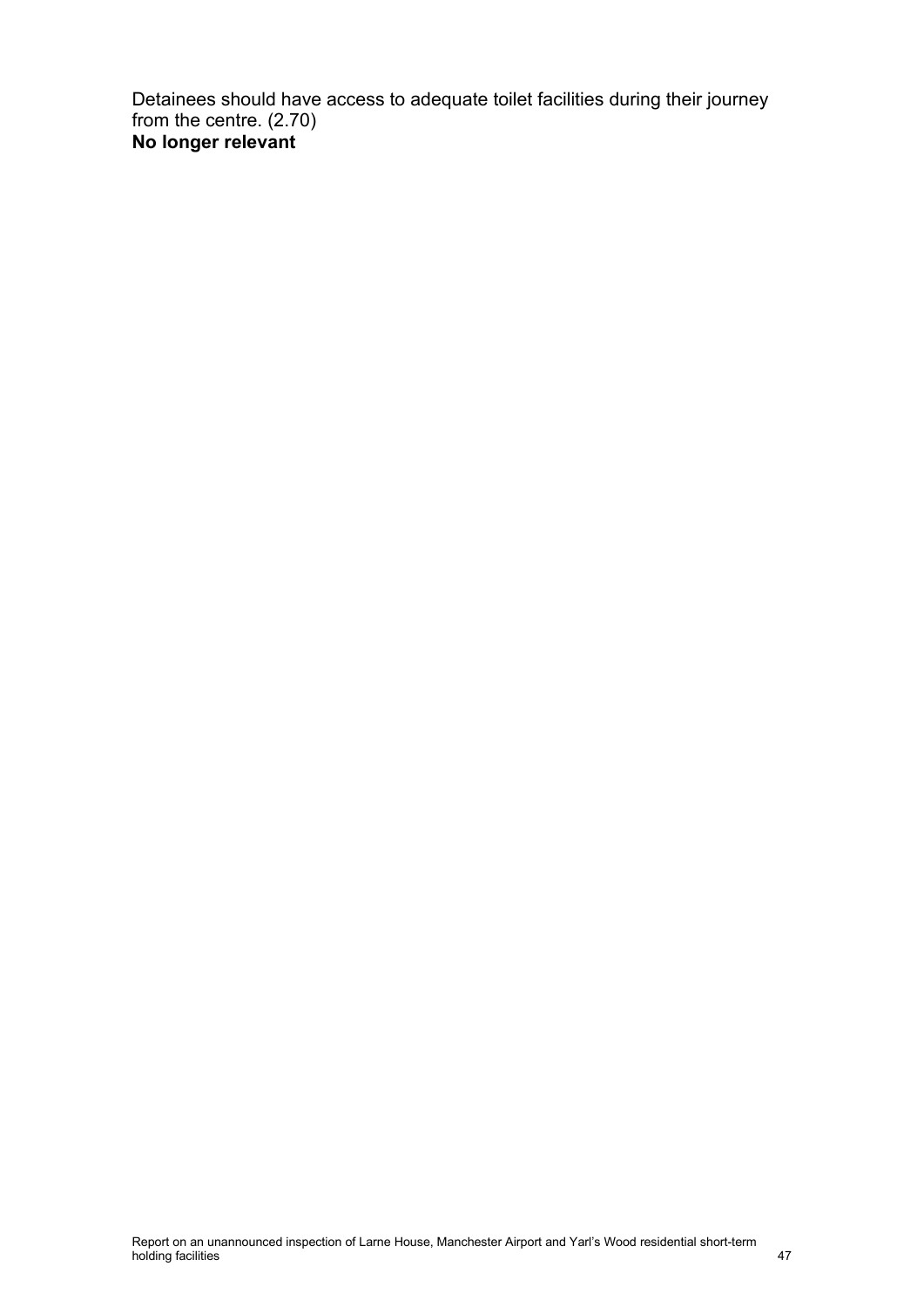Detainees should have access to adequate toilet facilities during their journey from the centre. (2.70)
**No longer relevant**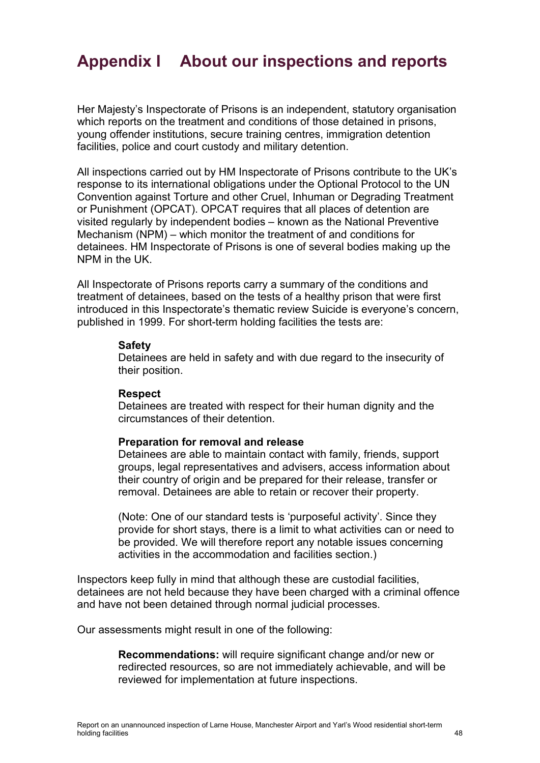# Appendix I About our inspections and reports

Her Majesty's Inspectorate of Prisons is an independent, statutory organisation which reports on the treatment and conditions of those detained in prisons, young offender institutions, secure training centres, immigration detention facilities, police and court custody and military detention.

All inspections carried out by HM Inspectorate of Prisons contribute to the UK's response to its international obligations under the Optional Protocol to the UN Convention against Torture and other Cruel, Inhuman or Degrading Treatment or Punishment (OPCAT). OPCAT requires that all places of detention are visited regularly by independent bodies – known as the National Preventive Mechanism (NPM) – which monitor the treatment of and conditions for detainees. HM Inspectorate of Prisons is one of several bodies making up the NPM in the UK.

All Inspectorate of Prisons reports carry a summary of the conditions and treatment of detainees, based on the tests of a healthy prison that were first introduced in this Inspectorate's thematic review Suicide is everyone's concern, published in 1999. For short-term holding facilities the tests are:

> **Safety**
> Detainees are held in safety and with due regard to the insecurity of their position.
>
> **Respect**
> Detainees are treated with respect for their human dignity and the circumstances of their detention.
>
> **Preparation for removal and release**
> Detainees are able to maintain contact with family, friends, support groups, legal representatives and advisers, access information about their country of origin and be prepared for their release, transfer or removal. Detainees are able to retain or recover their property.
>
> (Note: One of our standard tests is 'purposeful activity'. Since they provide for short stays, there is a limit to what activities can or need to be provided. We will therefore report any notable issues concerning activities in the accommodation and facilities section.)

Inspectors keep fully in mind that although these are custodial facilities, detainees are not held because they have been charged with a criminal offence and have not been detained through normal judicial processes.

Our assessments might result in one of the following:

> **Recommendations:** will require significant change and/or new or redirected resources, so are not immediately achievable, and will be reviewed for implementation at future inspections.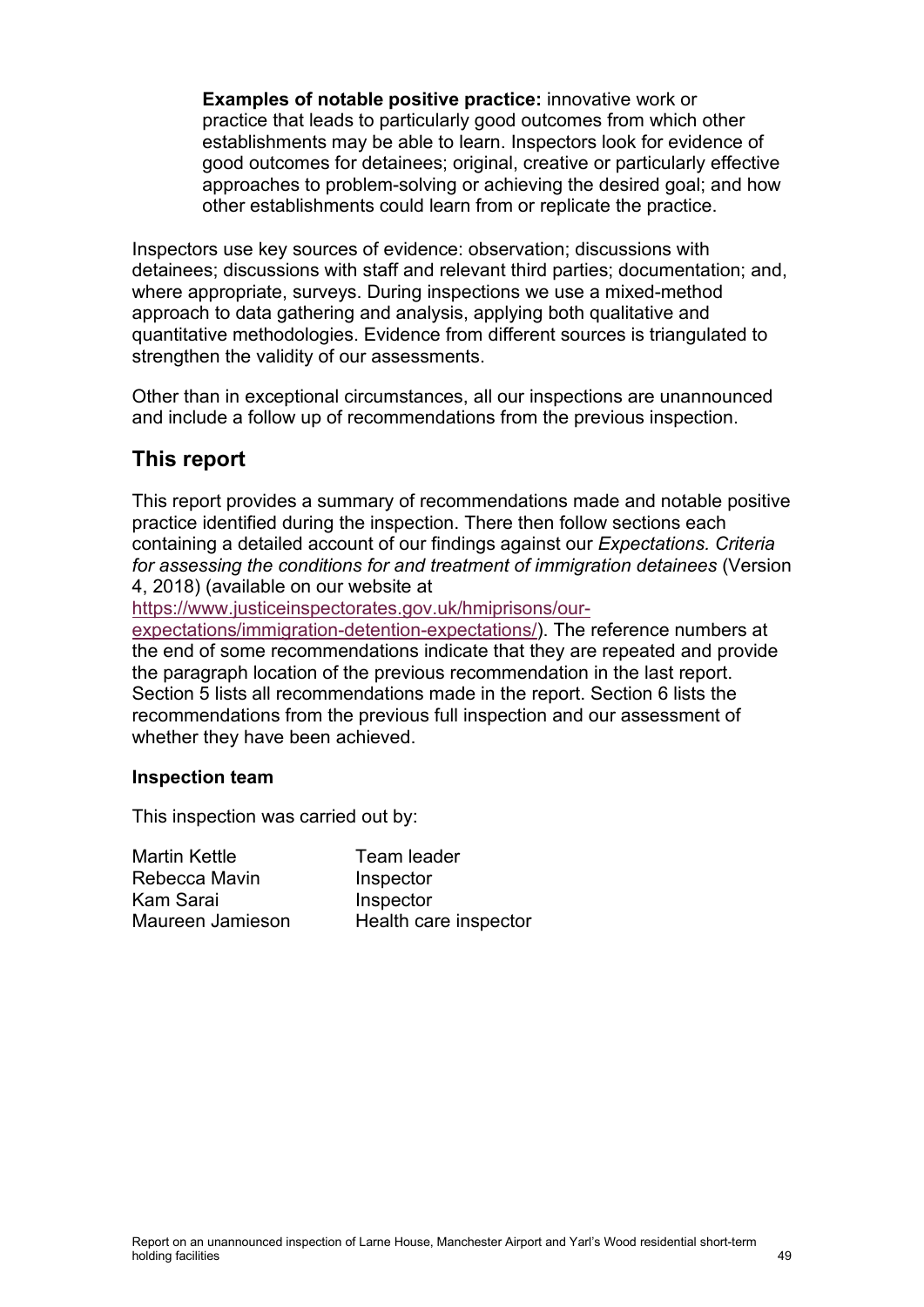**Examples of notable positive practice:** innovative work or practice that leads to particularly good outcomes from which other establishments may be able to learn. Inspectors look for evidence of good outcomes for detainees; original, creative or particularly effective approaches to problem-solving or achieving the desired goal; and how other establishments could learn from or replicate the practice.

Inspectors use key sources of evidence: observation; discussions with detainees; discussions with staff and relevant third parties; documentation; and, where appropriate, surveys. During inspections we use a mixed-method approach to data gathering and analysis, applying both qualitative and quantitative methodologies. Evidence from different sources is triangulated to strengthen the validity of our assessments.

Other than in exceptional circumstances, all our inspections are unannounced and include a follow up of recommendations from the previous inspection.

## This report

This report provides a summary of recommendations made and notable positive practice identified during the inspection. There then follow sections each containing a detailed account of our findings against our *Expectations. Criteria for assessing the conditions for and treatment of immigration detainees* (Version 4, 2018) (available on our website at https://www.justiceinspectorates.gov.uk/hmiprisons/our-expectations/immigration-detention-expectations/). The reference numbers at the end of some recommendations indicate that they are repeated and provide the paragraph location of the previous recommendation in the last report. Section 5 lists all recommendations made in the report. Section 6 lists the recommendations from the previous full inspection and our assessment of whether they have been achieved.

### Inspection team

This inspection was carried out by:

| | |
|---|---|
| Martin Kettle | Team leader |
| Rebecca Mavin | Inspector |
| Kam Sarai | Inspector |
| Maureen Jamieson | Health care inspector |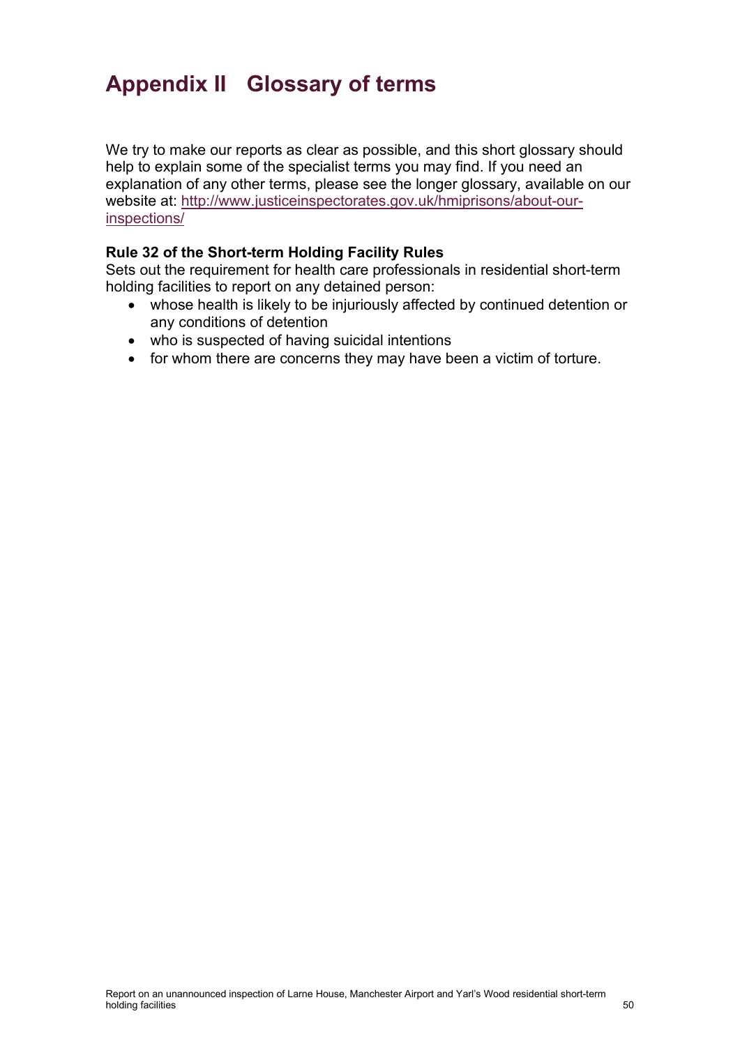# Appendix II Glossary of terms

We try to make our reports as clear as possible, and this short glossary should help to explain some of the specialist terms you may find. If you need an explanation of any other terms, please see the longer glossary, available on our website at: [http://www.justiceinspectorates.gov.uk/hmiprisons/about-our-inspections/](http://www.justiceinspectorates.gov.uk/hmiprisons/about-our-inspections/)

**Rule 32 of the Short-term Holding Facility Rules**
Sets out the requirement for health care professionals in residential short-term holding facilities to report on any detained person:

- whose health is likely to be injuriously affected by continued detention or any conditions of detention
- who is suspected of having suicidal intentions
- for whom there are concerns they may have been a victim of torture.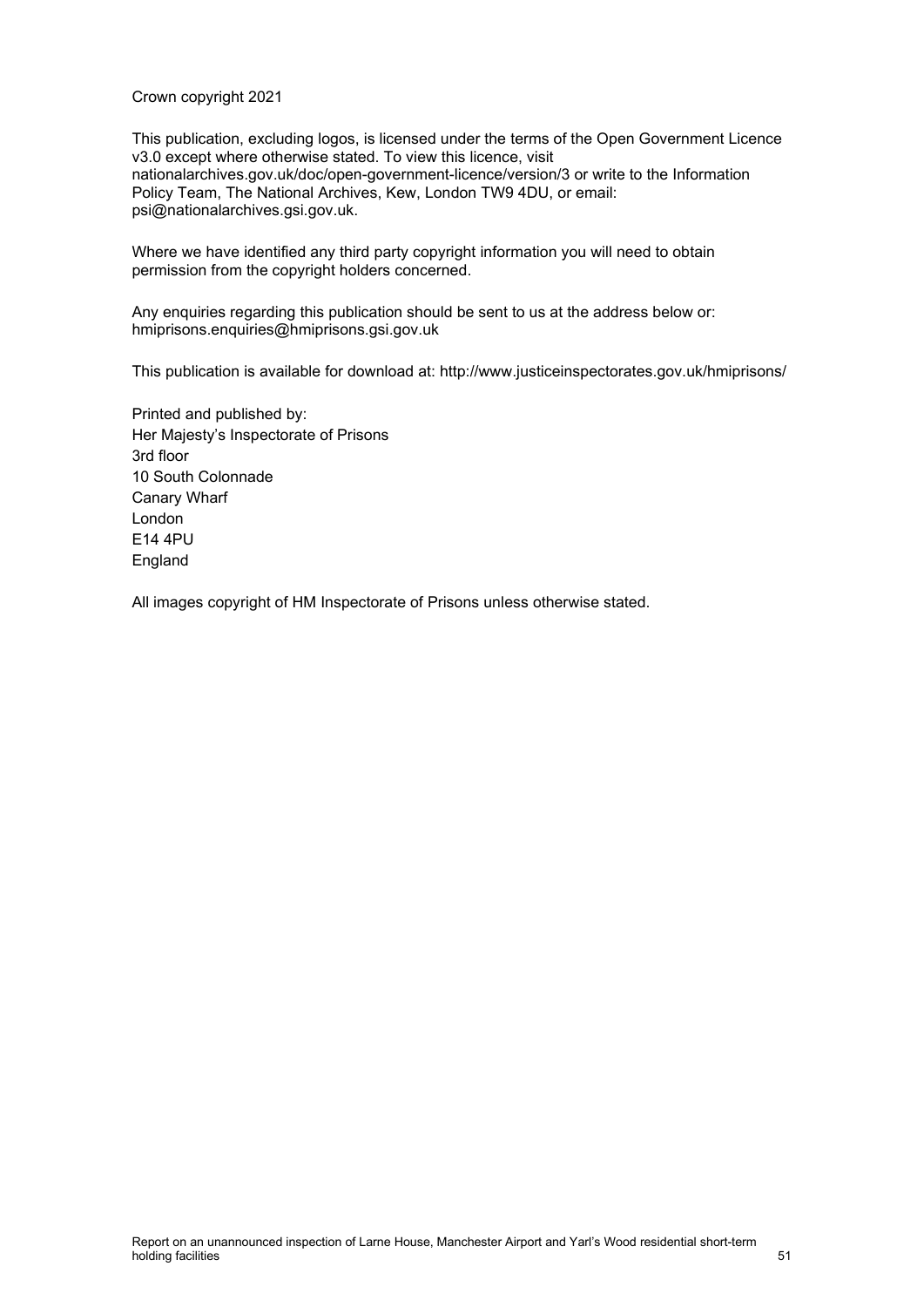Crown copyright 2021

This publication, excluding logos, is licensed under the terms of the Open Government Licence v3.0 except where otherwise stated. To view this licence, visit nationalarchives.gov.uk/doc/open-government-licence/version/3 or write to the Information Policy Team, The National Archives, Kew, London TW9 4DU, or email: psi@nationalarchives.gsi.gov.uk.

Where we have identified any third party copyright information you will need to obtain permission from the copyright holders concerned.

Any enquiries regarding this publication should be sent to us at the address below or: hmiprisons.enquiries@hmiprisons.gsi.gov.uk

This publication is available for download at: http://www.justiceinspectorates.gov.uk/hmiprisons/

Printed and published by:
Her Majesty's Inspectorate of Prisons
3rd floor
10 South Colonnade
Canary Wharf
London
E14 4PU
England

All images copyright of HM Inspectorate of Prisons unless otherwise stated.